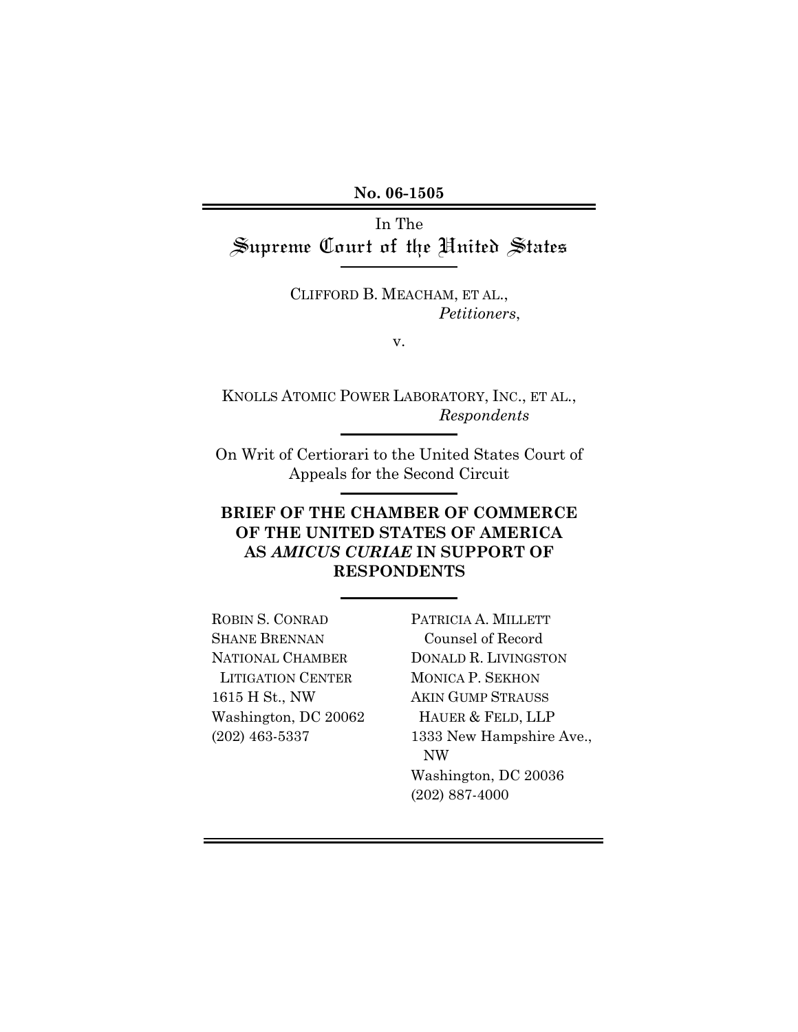**No. 06-1505**

In The

# Supreme Court of the United States

CLIFFORD B. MEACHAM, ET AL.,
*Petitioners*,

v.

KNOLLS ATOMIC POWER LABORATORY, INC., ET AL.,
*Respondents*

On Writ of Certiorari to the United States Court of Appeals for the Second Circuit

## BRIEF OF THE CHAMBER OF COMMERCE OF THE UNITED STATES OF AMERICA AS *AMICUS CURIAE* IN SUPPORT OF RESPONDENTS

ROBIN S. CONRAD
SHANE BRENNAN
NATIONAL CHAMBER LITIGATION CENTER
1615 H St., NW
Washington, DC 20062
(202) 463-5337

PATRICIA A. MILLETT
Counsel of Record
DONALD R. LIVINGSTON
MONICA P. SEKHON
AKIN GUMP STRAUSS HAUER & FELD, LLP
1333 New Hampshire Ave., NW
Washington, DC 20036
(202) 887-4000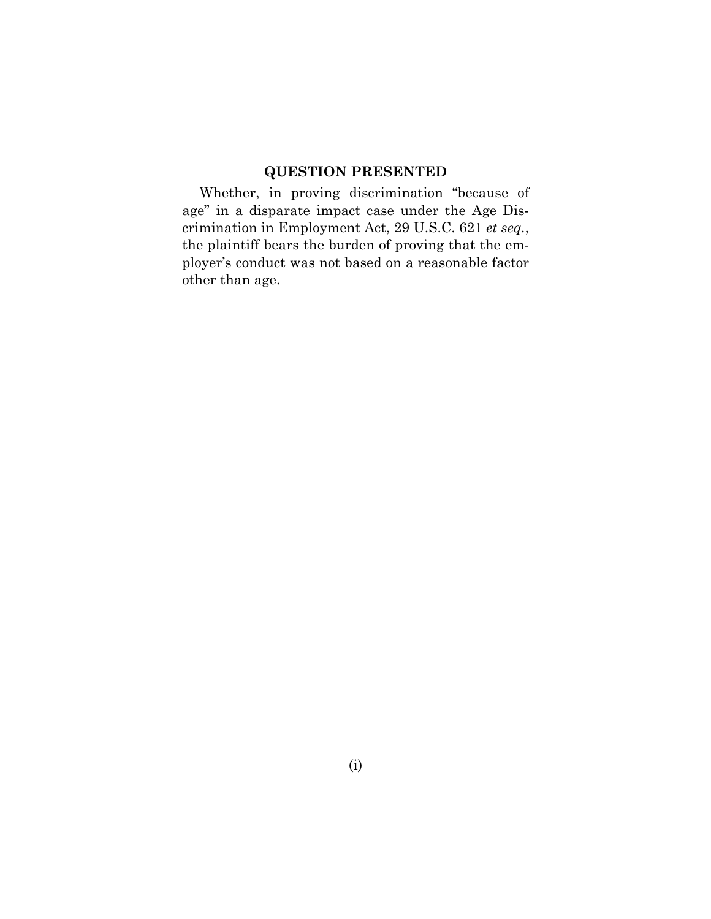## QUESTION PRESENTED

Whether, in proving discrimination "because of age" in a disparate impact case under the Age Discrimination in Employment Act, 29 U.S.C. 621 *et seq.*, the plaintiff bears the burden of proving that the employer's conduct was not based on a reasonable factor other than age.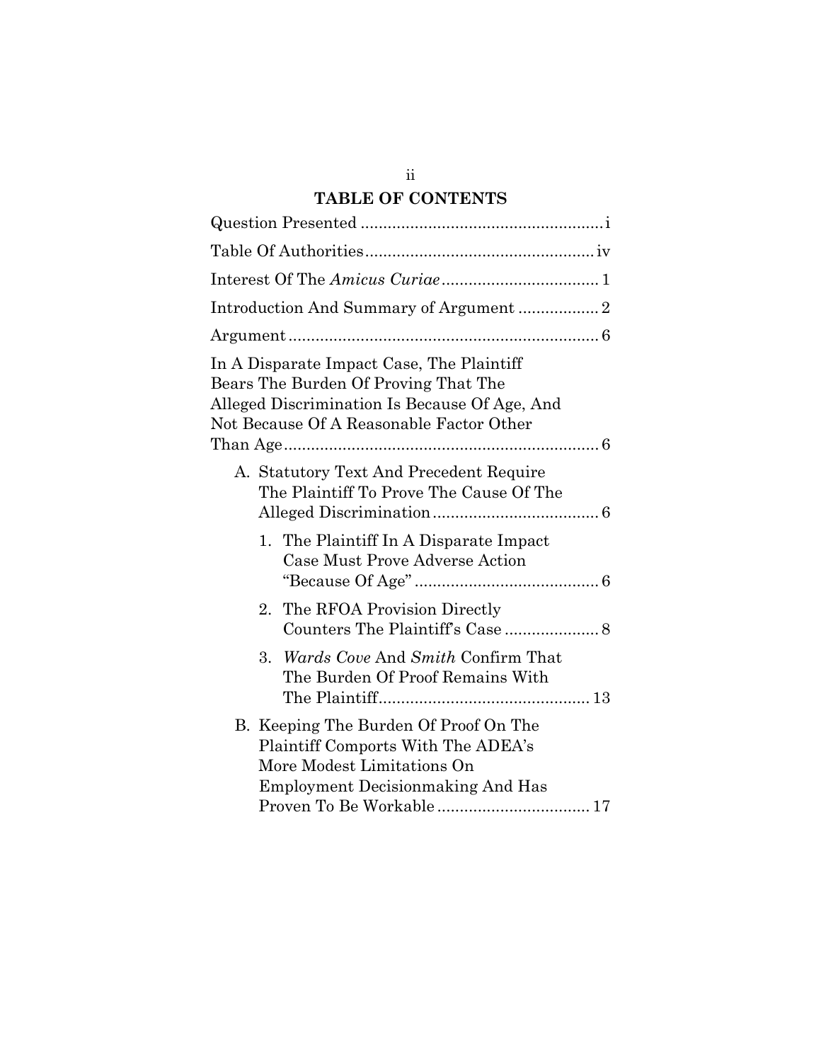## TABLE OF CONTENTS

Question Presented ..................................................... i

Table Of Authorities.................................................. iv

Interest Of The *Amicus Curiae*.................................. 1

Introduction And Summary of Argument ................. 2

Argument .................................................................... 6

In A Disparate Impact Case, The Plaintiff Bears The Burden Of Proving That The Alleged Discrimination Is Because Of Age, And Not Because Of A Reasonable Factor Other Than Age..................................................................... 6

- A. Statutory Text And Precedent Require The Plaintiff To Prove The Cause Of The Alleged Discrimination.................................... 6
  1. The Plaintiff In A Disparate Impact Case Must Prove Adverse Action "Because Of Age" ......................................... 6
  2. The RFOA Provision Directly Counters The Plaintiff's Case ..................... 8
  3. *Wards Cove* And *Smith* Confirm That The Burden Of Proof Remains With The Plaintiff.............................................. 13
- B. Keeping The Burden Of Proof On The Plaintiff Comports With The ADEA's More Modest Limitations On Employment Decisionmaking And Has Proven To Be Workable ................................. 17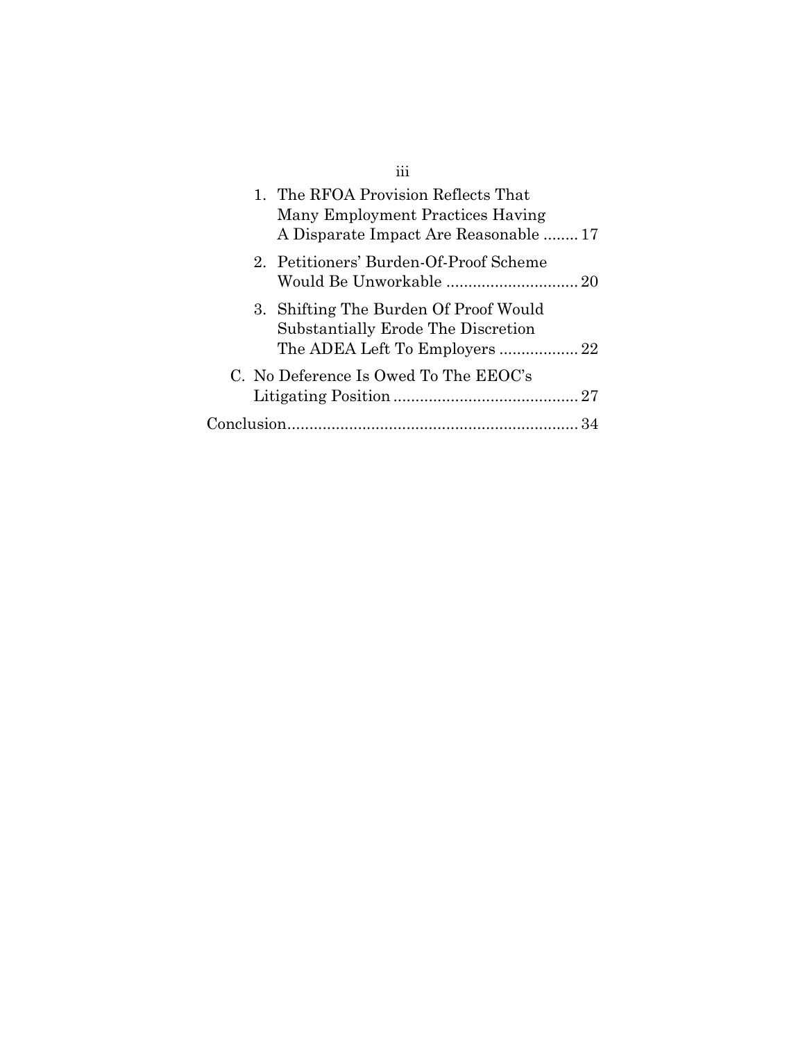1. The RFOA Provision Reflects That Many Employment Practices Having A Disparate Impact Are Reasonable ........ 17

2. Petitioners' Burden-Of-Proof Scheme Would Be Unworkable ............................. 20

3. Shifting The Burden Of Proof Would Substantially Erode The Discretion The ADEA Left To Employers .................. 22

C. No Deference Is Owed To The EEOC's Litigating Position .......................................... 27

Conclusion.................................................................. 34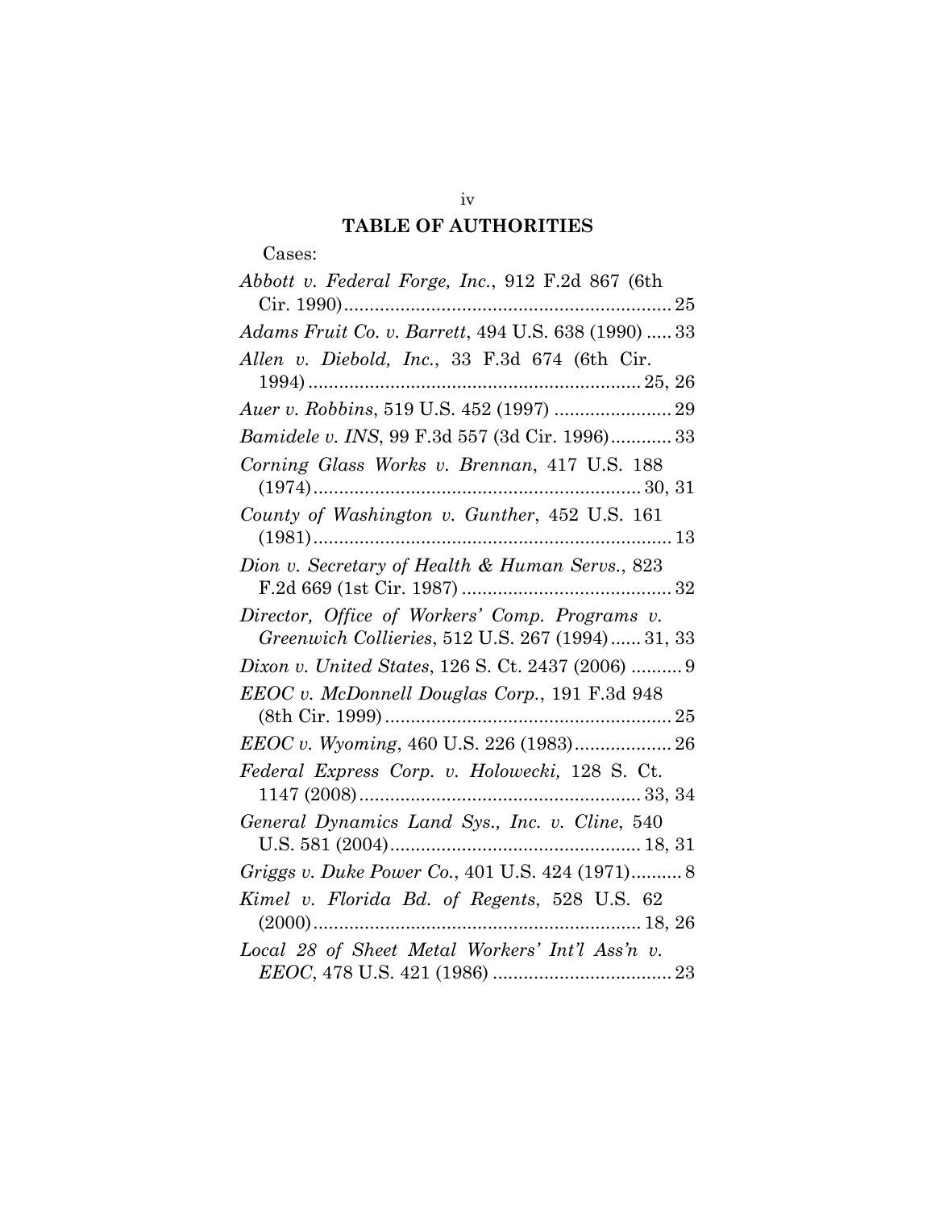## TABLE OF AUTHORITIES

Cases:

*Abbott v. Federal Forge, Inc.*, 912 F.2d 867 (6th Cir. 1990) ............ 25

*Adams Fruit Co. v. Barrett*, 494 U.S. 638 (1990) ..... 33

*Allen v. Diebold, Inc.*, 33 F.3d 674 (6th Cir. 1994) ............ 25, 26

*Auer v. Robbins*, 519 U.S. 452 (1997) ............ 29

*Bamidele v. INS*, 99 F.3d 557 (3d Cir. 1996)............ 33

*Corning Glass Works v. Brennan*, 417 U.S. 188 (1974) ............ 30, 31

*County of Washington v. Gunther*, 452 U.S. 161 (1981) ............ 13

*Dion v. Secretary of Health & Human Servs.*, 823 F.2d 669 (1st Cir. 1987) ............ 32

*Director, Office of Workers' Comp. Programs v. Greenwich Collieries*, 512 U.S. 267 (1994)...... 31, 33

*Dixon v. United States*, 126 S. Ct. 2437 (2006) .......... 9

*EEOC v. McDonnell Douglas Corp.*, 191 F.3d 948 (8th Cir. 1999) ............ 25

*EEOC v. Wyoming*, 460 U.S. 226 (1983)............ 26

*Federal Express Corp. v. Holowecki,* 128 S. Ct. 1147 (2008) ............ 33, 34

*General Dynamics Land Sys., Inc. v. Cline*, 540 U.S. 581 (2004) ............ 18, 31

*Griggs v. Duke Power Co.*, 401 U.S. 424 (1971).......... 8

*Kimel v. Florida Bd. of Regents*, 528 U.S. 62 (2000) ............ 18, 26

*Local 28 of Sheet Metal Workers' Int'l Ass'n v. EEOC*, 478 U.S. 421 (1986) ............ 23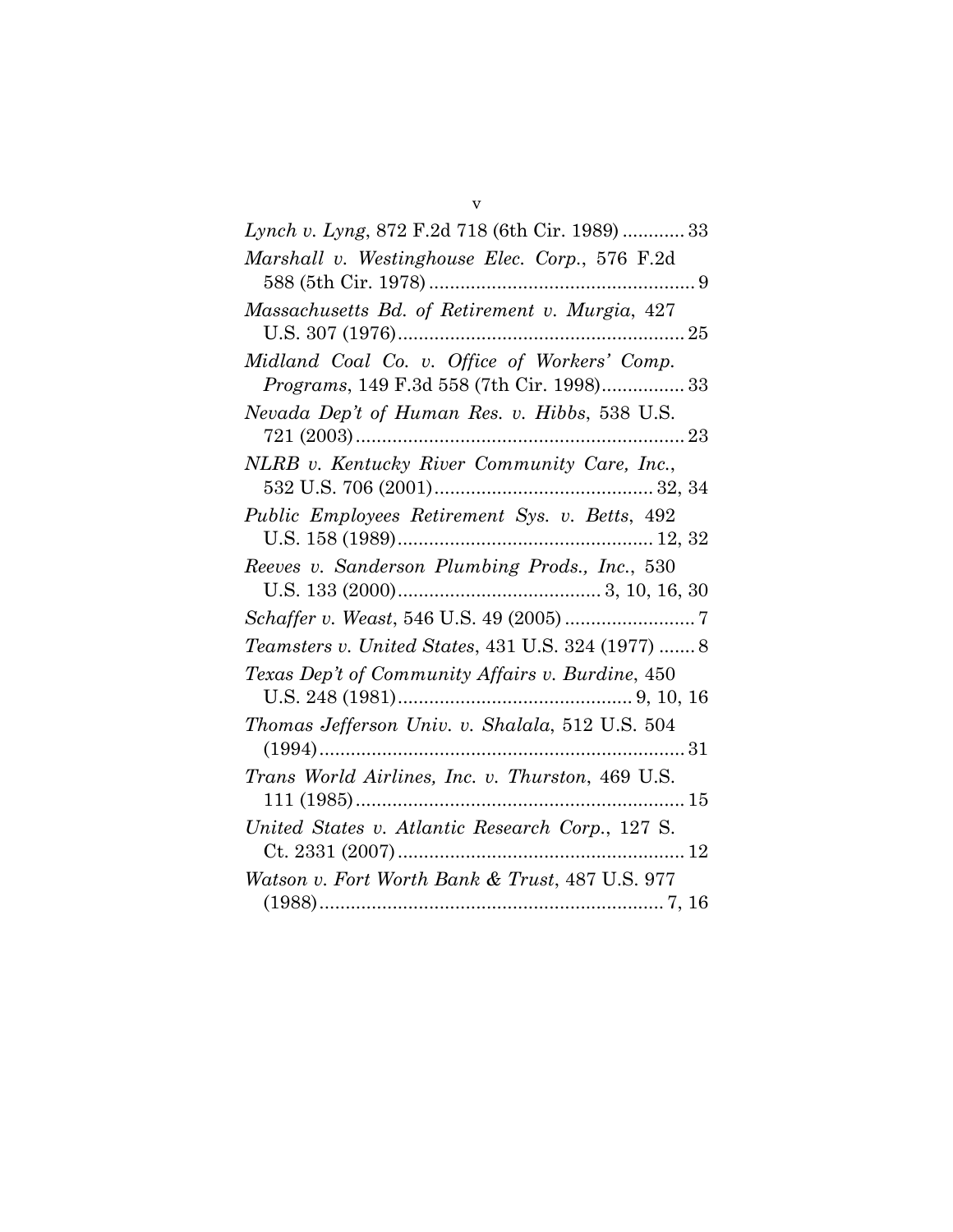*Lynch v. Lyng*, 872 F.2d 718 (6th Cir. 1989) ............ 33

*Marshall v. Westinghouse Elec. Corp.*, 576 F.2d 588 (5th Cir. 1978) ................................................... 9

*Massachusetts Bd. of Retirement v. Murgia*, 427 U.S. 307 (1976) ....................................................... 25

*Midland Coal Co. v. Office of Workers' Comp. Programs*, 149 F.3d 558 (7th Cir. 1998) ................ 33

*Nevada Dep't of Human Res. v. Hibbs*, 538 U.S. 721 (2003) ................................................................ 23

*NLRB v. Kentucky River Community Care, Inc.*, 532 U.S. 706 (2001) .......................................... 32, 34

*Public Employees Retirement Sys. v. Betts*, 492 U.S. 158 (1989) ................................................. 12, 32

*Reeves v. Sanderson Plumbing Prods., Inc.*, 530 U.S. 133 (2000) ....................................... 3, 10, 16, 30

*Schaffer v. Weast*, 546 U.S. 49 (2005) ......................... 7

*Teamsters v. United States*, 431 U.S. 324 (1977) ....... 8

*Texas Dep't of Community Affairs v. Burdine*, 450 U.S. 248 (1981) ............................................ 9, 10, 16

*Thomas Jefferson Univ. v. Shalala*, 512 U.S. 504 (1994) ...................................................................... 31

*Trans World Airlines, Inc. v. Thurston*, 469 U.S. 111 (1985) ................................................................ 15

*United States v. Atlantic Research Corp.*, 127 S. Ct. 2331 (2007) ....................................................... 12

*Watson v. Fort Worth Bank & Trust*, 487 U.S. 977 (1988) .................................................................. 7, 16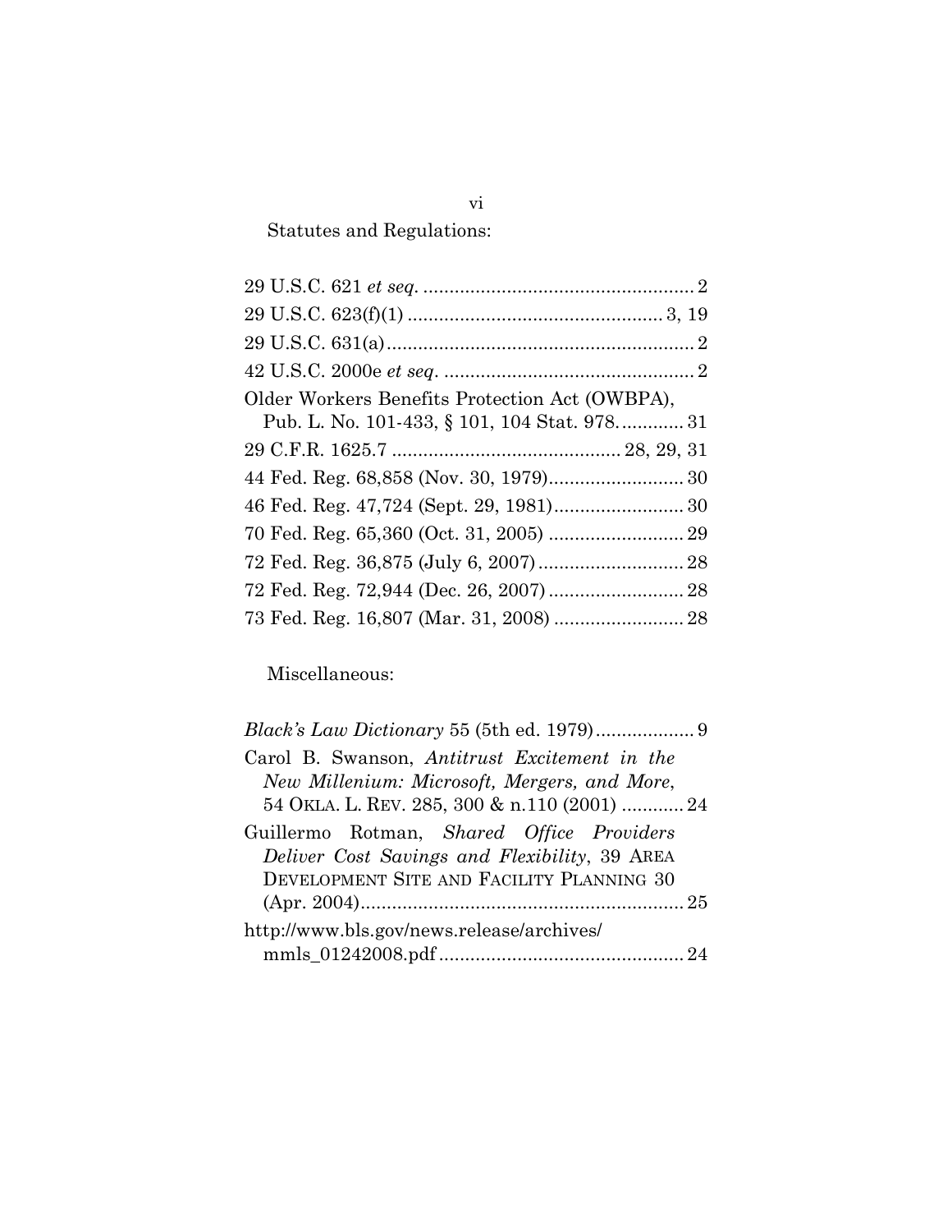Statutes and Regulations:

29 U.S.C. 621 *et seq.* .................................................... 2

29 U.S.C. 623(f)(1) ................................................ 3, 19

29 U.S.C. 631(a) .......................................................... 2

42 U.S.C. 2000e *et seq.* ................................................ 2

Older Workers Benefits Protection Act (OWBPA), Pub. L. No. 101-433, § 101, 104 Stat. 978. ............ 31

29 C.F.R. 1625.7 ........................................... 28, 29, 31

44 Fed. Reg. 68,858 (Nov. 30, 1979) .......................... 30

46 Fed. Reg. 47,724 (Sept. 29, 1981) ......................... 30

70 Fed. Reg. 65,360 (Oct. 31, 2005) .......................... 29

72 Fed. Reg. 36,875 (July 6, 2007) ............................ 28

72 Fed. Reg. 72,944 (Dec. 26, 2007) .......................... 28

73 Fed. Reg. 16,807 (Mar. 31, 2008) ......................... 28

Miscellaneous:

*Black's Law Dictionary* 55 (5th ed. 1979) ................... 9

Carol B. Swanson, *Antitrust Excitement in the New Millenium: Microsoft, Mergers, and More*, 54 OKLA. L. REV. 285, 300 & n.110 (2001) ............ 24

Guillermo Rotman, *Shared Office Providers Deliver Cost Savings and Flexibility*, 39 AREA DEVELOPMENT SITE AND FACILITY PLANNING 30 (Apr. 2004) ............................................................. 25

http://www.bls.gov/news.release/archives/mmls_01242008.pdf .............................................. 24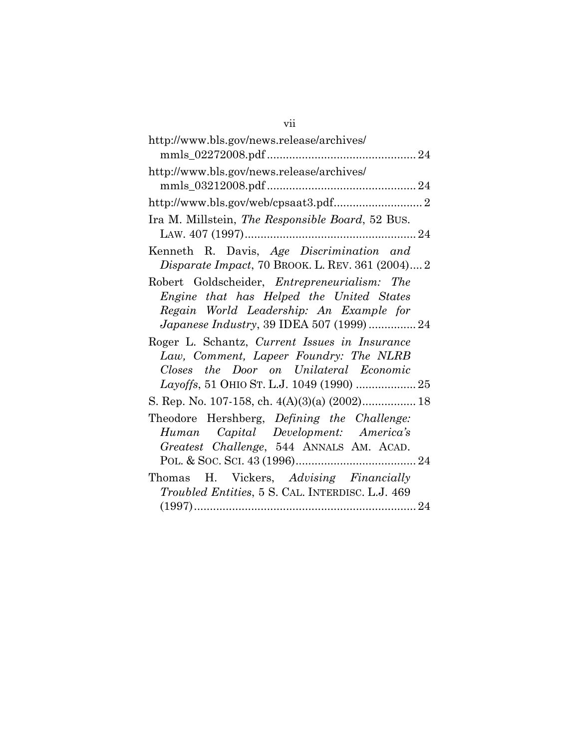http://www.bls.gov/news.release/archives/mmls_02272008.pdf ............................................... 24

http://www.bls.gov/news.release/archives/mmls_03212008.pdf ............................................... 24

http://www.bls.gov/web/cpsaat3.pdf............................ 2

Ira M. Millstein, *The Responsible Board*, 52 BUS. LAW. 407 (1997)...................................................... 24

Kenneth R. Davis, *Age Discrimination and Disparate Impact*, 70 BROOK. L. REV. 361 (2004).... 2

Robert Goldscheider, *Entrepreneurialism: The Engine that has Helped the United States Regain World Leadership: An Example for Japanese Industry*, 39 IDEA 507 (1999) ............... 24

Roger L. Schantz, *Current Issues in Insurance Law, Comment, Lapeer Foundry: The NLRB Closes the Door on Unilateral Economic Layoffs*, 51 OHIO ST. L.J. 1049 (1990) ................... 25

S. Rep. No. 107-158, ch. 4(A)(3)(a) (2002)................. 18

Theodore Hershberg, *Defining the Challenge: Human Capital Development: America's Greatest Challenge*, 544 ANNALS AM. ACAD. POL. & SOC. SCI. 43 (1996)...................................... 24

Thomas H. Vickers, *Advising Financially Troubled Entities*, 5 S. CAL. INTERDISC. L.J. 469 (1997)...................................................................... 24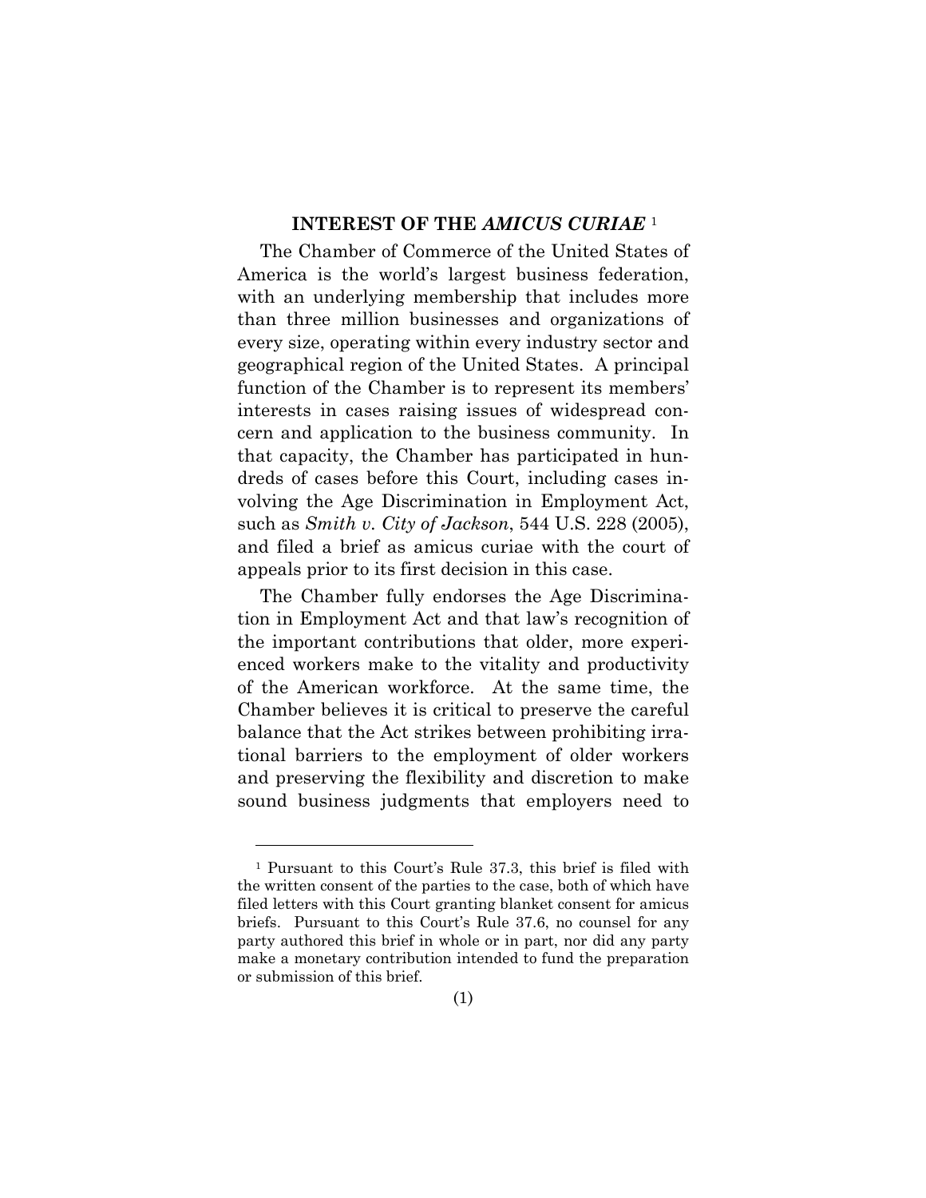## INTEREST OF THE *AMICUS CURIAE* [1]

The Chamber of Commerce of the United States of America is the world's largest business federation, with an underlying membership that includes more than three million businesses and organizations of every size, operating within every industry sector and geographical region of the United States. A principal function of the Chamber is to represent its members' interests in cases raising issues of widespread concern and application to the business community. In that capacity, the Chamber has participated in hundreds of cases before this Court, including cases involving the Age Discrimination in Employment Act, such as *Smith v. City of Jackson*, 544 U.S. 228 (2005), and filed a brief as amicus curiae with the court of appeals prior to its first decision in this case.

The Chamber fully endorses the Age Discrimination in Employment Act and that law's recognition of the important contributions that older, more experienced workers make to the vitality and productivity of the American workforce. At the same time, the Chamber believes it is critical to preserve the careful balance that the Act strikes between prohibiting irrational barriers to the employment of older workers and preserving the flexibility and discretion to make sound business judgments that employers need to

---

[1] Pursuant to this Court's Rule 37.3, this brief is filed with the written consent of the parties to the case, both of which have filed letters with this Court granting blanket consent for amicus briefs. Pursuant to this Court's Rule 37.6, no counsel for any party authored this brief in whole or in part, nor did any party make a monetary contribution intended to fund the preparation or submission of this brief.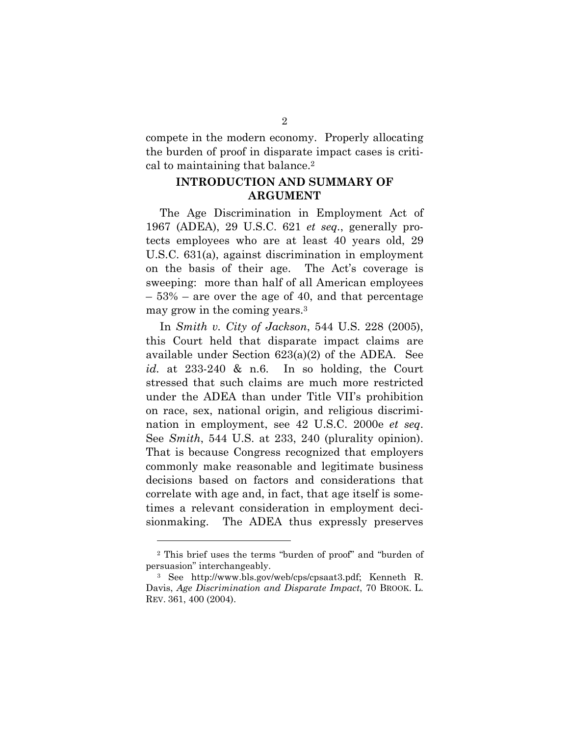compete in the modern economy. Properly allocating the burden of proof in disparate impact cases is critical to maintaining that balance.[2]

## INTRODUCTION AND SUMMARY OF ARGUMENT

The Age Discrimination in Employment Act of 1967 (ADEA), 29 U.S.C. 621 *et seq.*, generally protects employees who are at least 40 years old, 29 U.S.C. 631(a), against discrimination in employment on the basis of their age. The Act's coverage is sweeping: more than half of all American employees – 53% – are over the age of 40, and that percentage may grow in the coming years.[3]

In *Smith v. City of Jackson*, 544 U.S. 228 (2005), this Court held that disparate impact claims are available under Section 623(a)(2) of the ADEA. See *id.* at 233-240 & n.6. In so holding, the Court stressed that such claims are much more restricted under the ADEA than under Title VII's prohibition on race, sex, national origin, and religious discrimination in employment, see 42 U.S.C. 2000e *et seq*. See *Smith*, 544 U.S. at 233, 240 (plurality opinion). That is because Congress recognized that employers commonly make reasonable and legitimate business decisions based on factors and considerations that correlate with age and, in fact, that age itself is sometimes a relevant consideration in employment decisionmaking. The ADEA thus expressly preserves

---

[2] This brief uses the terms "burden of proof" and "burden of persuasion" interchangeably.

[3] See http://www.bls.gov/web/cps/cpsaat3.pdf; Kenneth R. Davis, *Age Discrimination and Disparate Impact*, 70 BROOK. L. REV. 361, 400 (2004).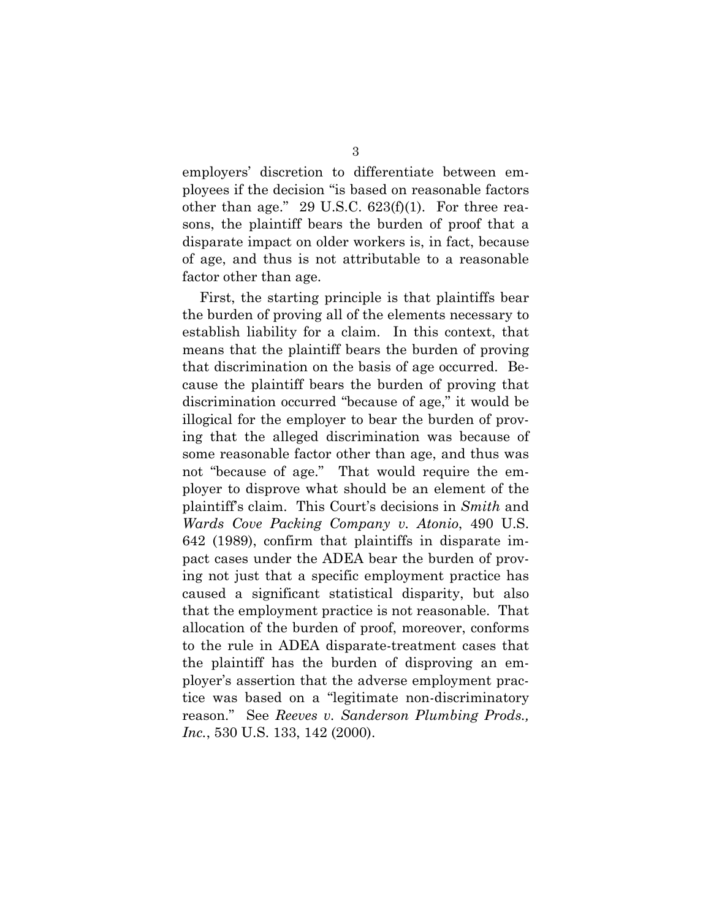employers' discretion to differentiate between employees if the decision "is based on reasonable factors other than age." 29 U.S.C. 623(f)(1). For three reasons, the plaintiff bears the burden of proof that a disparate impact on older workers is, in fact, because of age, and thus is not attributable to a reasonable factor other than age.

First, the starting principle is that plaintiffs bear the burden of proving all of the elements necessary to establish liability for a claim. In this context, that means that the plaintiff bears the burden of proving that discrimination on the basis of age occurred. Because the plaintiff bears the burden of proving that discrimination occurred "because of age," it would be illogical for the employer to bear the burden of proving that the alleged discrimination was because of some reasonable factor other than age, and thus was not "because of age." That would require the employer to disprove what should be an element of the plaintiff's claim. This Court's decisions in *Smith* and *Wards Cove Packing Company v. Atonio*, 490 U.S. 642 (1989), confirm that plaintiffs in disparate impact cases under the ADEA bear the burden of proving not just that a specific employment practice has caused a significant statistical disparity, but also that the employment practice is not reasonable. That allocation of the burden of proof, moreover, conforms to the rule in ADEA disparate-treatment cases that the plaintiff has the burden of disproving an employer's assertion that the adverse employment practice was based on a "legitimate non-discriminatory reason." See *Reeves v. Sanderson Plumbing Prods., Inc.*, 530 U.S. 133, 142 (2000).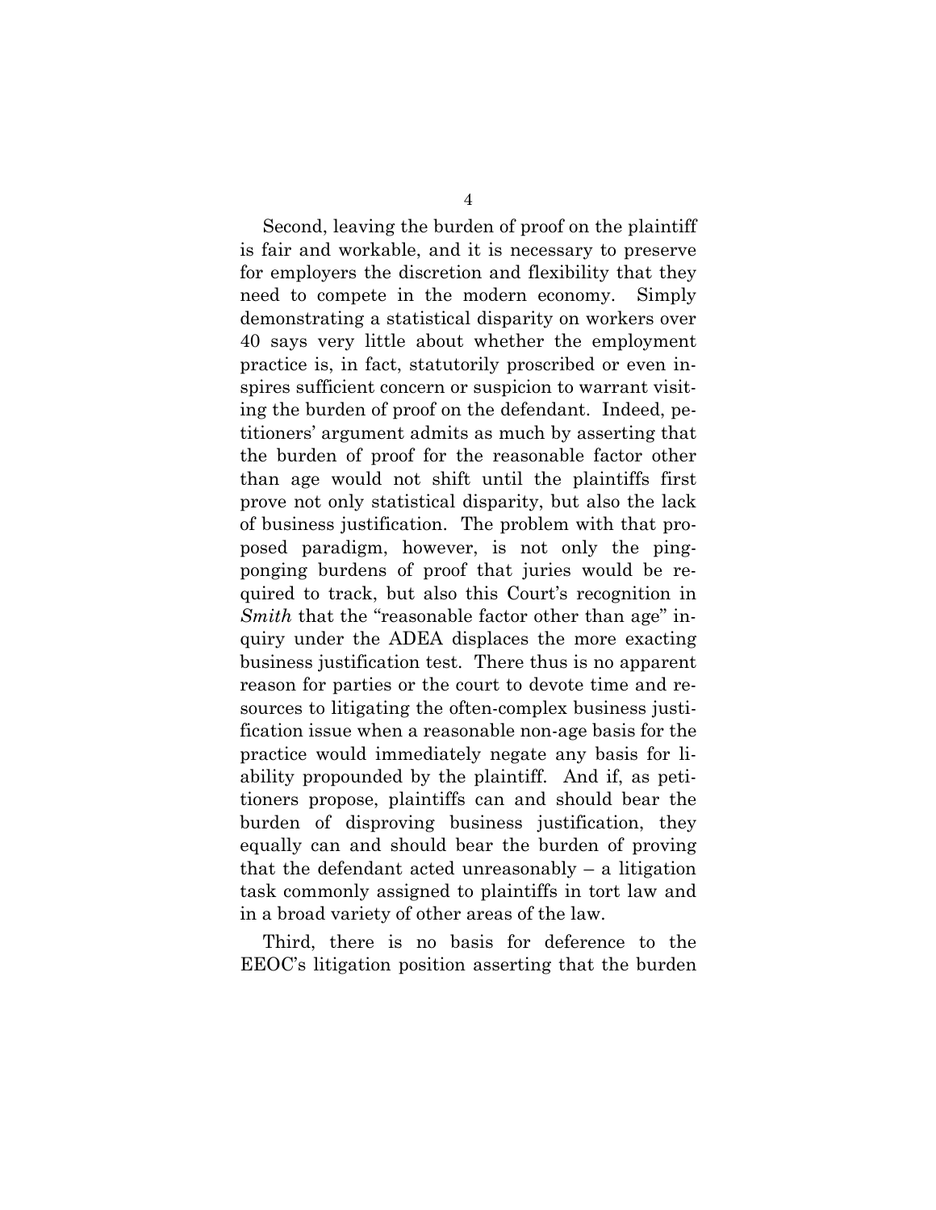Second, leaving the burden of proof on the plaintiff is fair and workable, and it is necessary to preserve for employers the discretion and flexibility that they need to compete in the modern economy. Simply demonstrating a statistical disparity on workers over 40 says very little about whether the employment practice is, in fact, statutorily proscribed or even inspires sufficient concern or suspicion to warrant visiting the burden of proof on the defendant. Indeed, petitioners' argument admits as much by asserting that the burden of proof for the reasonable factor other than age would not shift until the plaintiffs first prove not only statistical disparity, but also the lack of business justification. The problem with that proposed paradigm, however, is not only the ping-ponging burdens of proof that juries would be required to track, but also this Court's recognition in *Smith* that the "reasonable factor other than age" inquiry under the ADEA displaces the more exacting business justification test. There thus is no apparent reason for parties or the court to devote time and resources to litigating the often-complex business justification issue when a reasonable non-age basis for the practice would immediately negate any basis for liability propounded by the plaintiff. And if, as petitioners propose, plaintiffs can and should bear the burden of disproving business justification, they equally can and should bear the burden of proving that the defendant acted unreasonably – a litigation task commonly assigned to plaintiffs in tort law and in a broad variety of other areas of the law.

Third, there is no basis for deference to the EEOC's litigation position asserting that the burden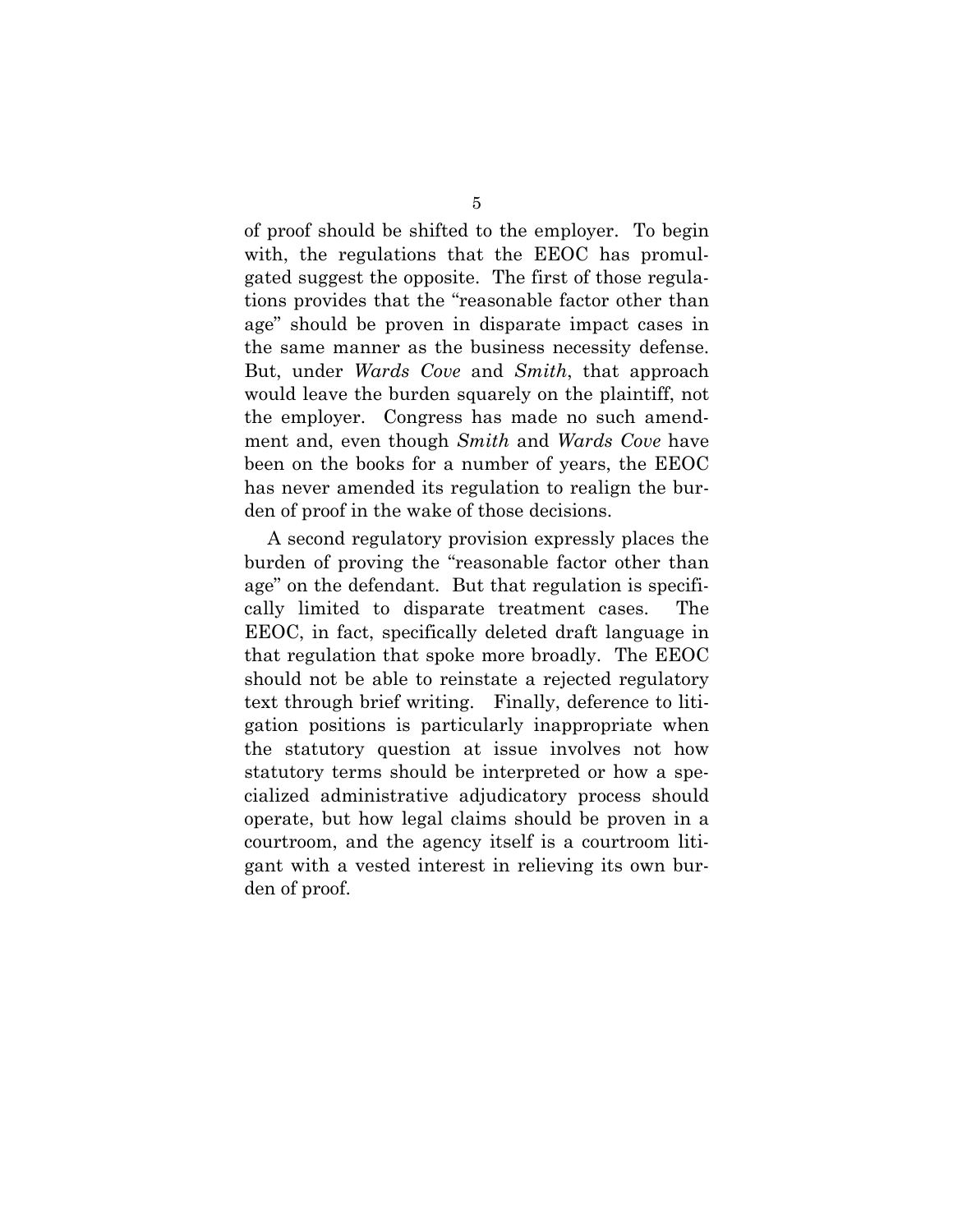of proof should be shifted to the employer. To begin with, the regulations that the EEOC has promulgated suggest the opposite. The first of those regulations provides that the "reasonable factor other than age" should be proven in disparate impact cases in the same manner as the business necessity defense. But, under *Wards Cove* and *Smith*, that approach would leave the burden squarely on the plaintiff, not the employer. Congress has made no such amendment and, even though *Smith* and *Wards Cove* have been on the books for a number of years, the EEOC has never amended its regulation to realign the burden of proof in the wake of those decisions.

A second regulatory provision expressly places the burden of proving the "reasonable factor other than age" on the defendant. But that regulation is specifically limited to disparate treatment cases. The EEOC, in fact, specifically deleted draft language in that regulation that spoke more broadly. The EEOC should not be able to reinstate a rejected regulatory text through brief writing. Finally, deference to litigation positions is particularly inappropriate when the statutory question at issue involves not how statutory terms should be interpreted or how a specialized administrative adjudicatory process should operate, but how legal claims should be proven in a courtroom, and the agency itself is a courtroom litigant with a vested interest in relieving its own burden of proof.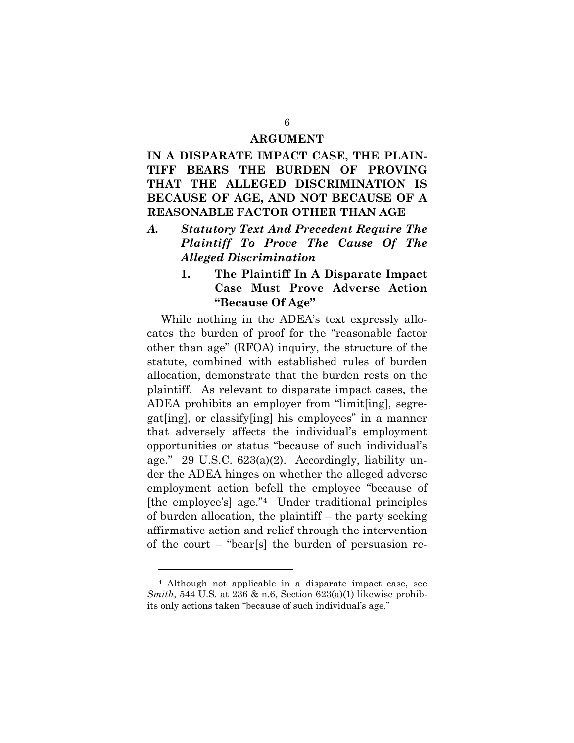## ARGUMENT

## IN A DISPARATE IMPACT CASE, THE PLAINTIFF BEARS THE BURDEN OF PROVING THAT THE ALLEGED DISCRIMINATION IS BECAUSE OF AGE, AND NOT BECAUSE OF A REASONABLE FACTOR OTHER THAN AGE

### *A. Statutory Text And Precedent Require The Plaintiff To Prove The Cause Of The Alleged Discrimination*

#### 1. The Plaintiff In A Disparate Impact Case Must Prove Adverse Action "Because Of Age"

While nothing in the ADEA's text expressly allocates the burden of proof for the "reasonable factor other than age" (RFOA) inquiry, the structure of the statute, combined with established rules of burden allocation, demonstrate that the burden rests on the plaintiff. As relevant to disparate impact cases, the ADEA prohibits an employer from "limit[ing], segregat[ing], or classify[ing] his employees" in a manner that adversely affects the individual's employment opportunities or status "because of such individual's age." 29 U.S.C. 623(a)(2). Accordingly, liability under the ADEA hinges on whether the alleged adverse employment action befell the employee "because of [the employee's] age."[4] Under traditional principles of burden allocation, the plaintiff – the party seeking affirmative action and relief through the intervention of the court – "bear[s] the burden of persuasion re-

---

[4] Although not applicable in a disparate impact case, see *Smith*, 544 U.S. at 236 & n.6, Section 623(a)(1) likewise prohibits only actions taken "because of such individual's age."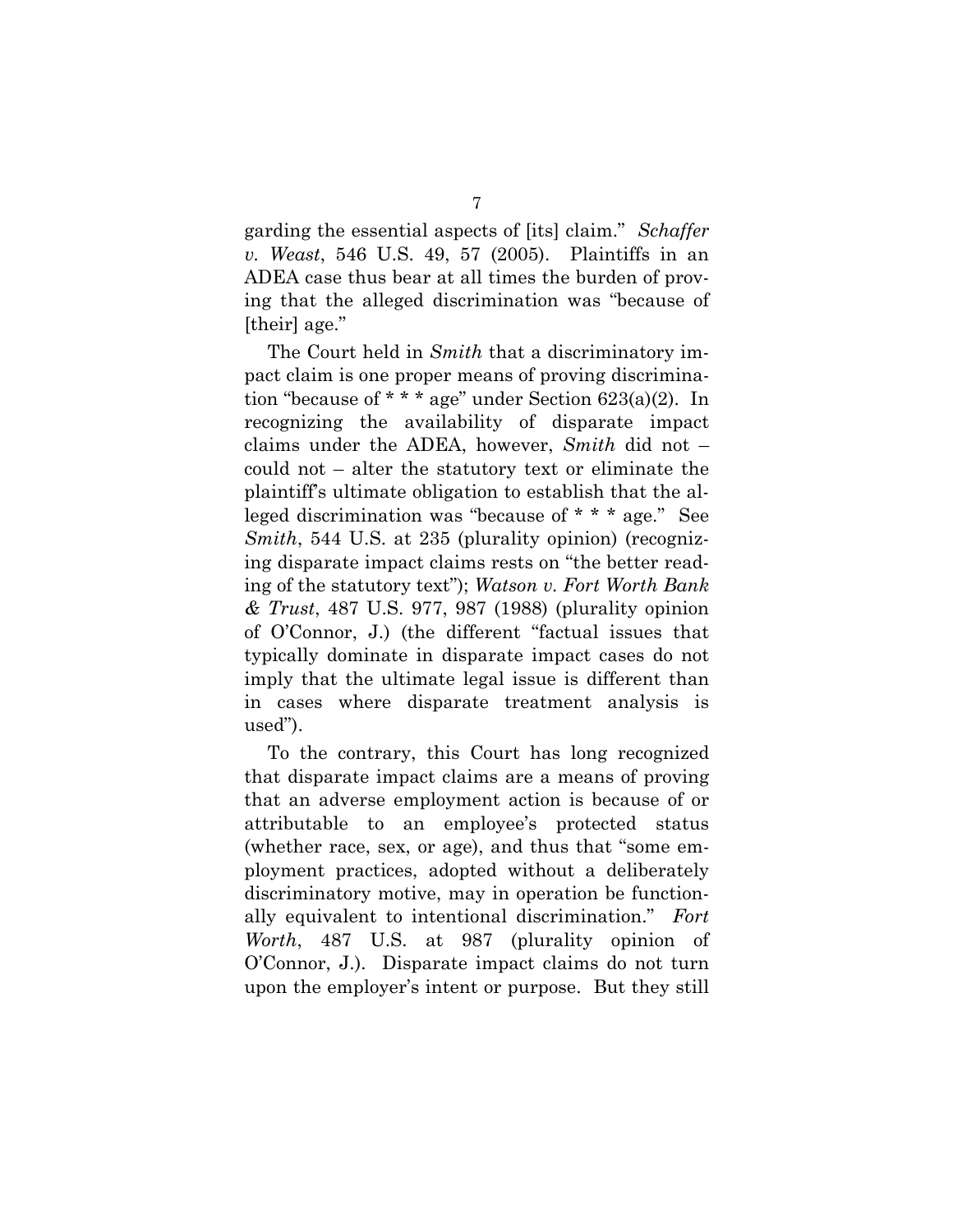garding the essential aspects of [its] claim." *Schaffer v. Weast*, 546 U.S. 49, 57 (2005). Plaintiffs in an ADEA case thus bear at all times the burden of proving that the alleged discrimination was "because of [their] age."

The Court held in *Smith* that a discriminatory impact claim is one proper means of proving discrimination "because of * * * age" under Section 623(a)(2). In recognizing the availability of disparate impact claims under the ADEA, however, *Smith* did not – could not – alter the statutory text or eliminate the plaintiff's ultimate obligation to establish that the alleged discrimination was "because of * * * age." See *Smith*, 544 U.S. at 235 (plurality opinion) (recognizing disparate impact claims rests on "the better reading of the statutory text"); *Watson v. Fort Worth Bank & Trust*, 487 U.S. 977, 987 (1988) (plurality opinion of O'Connor, J.) (the different "factual issues that typically dominate in disparate impact cases do not imply that the ultimate legal issue is different than in cases where disparate treatment analysis is used").

To the contrary, this Court has long recognized that disparate impact claims are a means of proving that an adverse employment action is because of or attributable to an employee's protected status (whether race, sex, or age), and thus that "some employment practices, adopted without a deliberately discriminatory motive, may in operation be functionally equivalent to intentional discrimination." *Fort Worth*, 487 U.S. at 987 (plurality opinion of O'Connor, J.). Disparate impact claims do not turn upon the employer's intent or purpose. But they still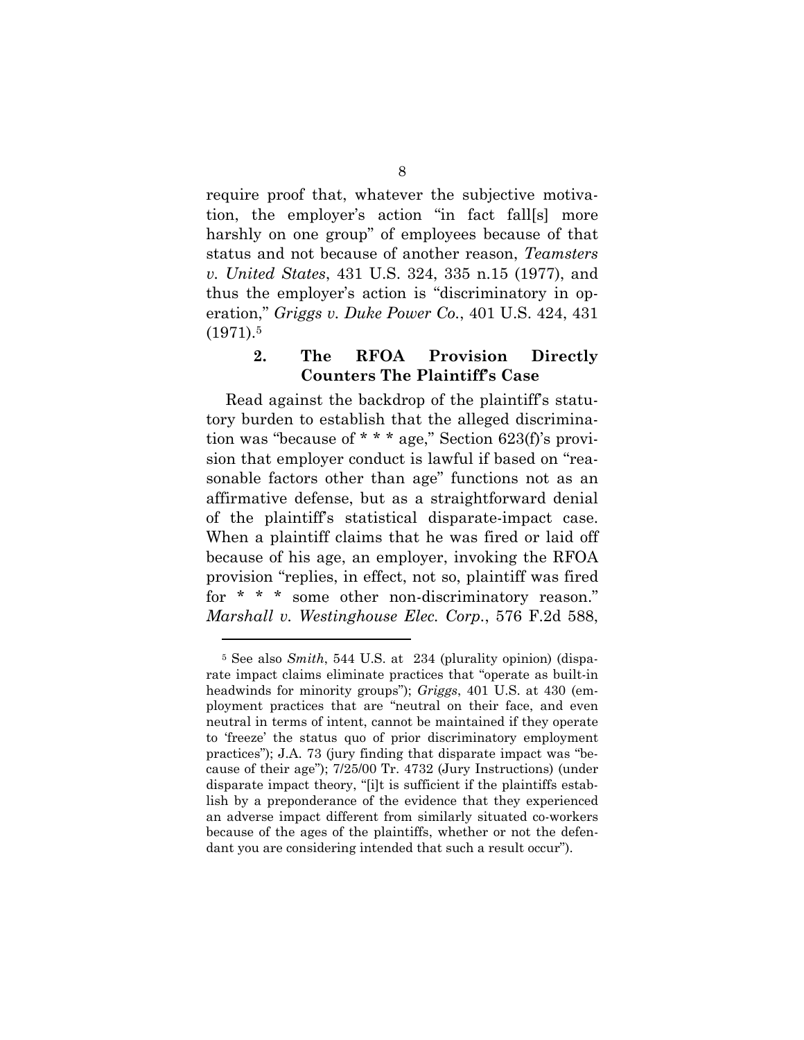require proof that, whatever the subjective motivation, the employer's action "in fact fall[s] more harshly on one group" of employees because of that status and not because of another reason, *Teamsters v. United States*, 431 U.S. 324, 335 n.15 (1977), and thus the employer's action is "discriminatory in operation," *Griggs v. Duke Power Co.*, 401 U.S. 424, 431 (1971).[5]

### 2. The RFOA Provision Directly Counters The Plaintiff's Case

Read against the backdrop of the plaintiff's statutory burden to establish that the alleged discrimination was "because of * * * age," Section 623(f)'s provision that employer conduct is lawful if based on "reasonable factors other than age" functions not as an affirmative defense, but as a straightforward denial of the plaintiff's statistical disparate-impact case. When a plaintiff claims that he was fired or laid off because of his age, an employer, invoking the RFOA provision "replies, in effect, not so, plaintiff was fired for * * * some other non-discriminatory reason." *Marshall v. Westinghouse Elec. Corp.*, 576 F.2d 588,

---

[5] See also *Smith*, 544 U.S. at 234 (plurality opinion) (disparate impact claims eliminate practices that "operate as built-in headwinds for minority groups"); *Griggs*, 401 U.S. at 430 (employment practices that are "neutral on their face, and even neutral in terms of intent, cannot be maintained if they operate to 'freeze' the status quo of prior discriminatory employment practices"); J.A. 73 (jury finding that disparate impact was "because of their age"); 7/25/00 Tr. 4732 (Jury Instructions) (under disparate impact theory, "[i]t is sufficient if the plaintiffs establish by a preponderance of the evidence that they experienced an adverse impact different from similarly situated co-workers because of the ages of the plaintiffs, whether or not the defendant you are considering intended that such a result occur").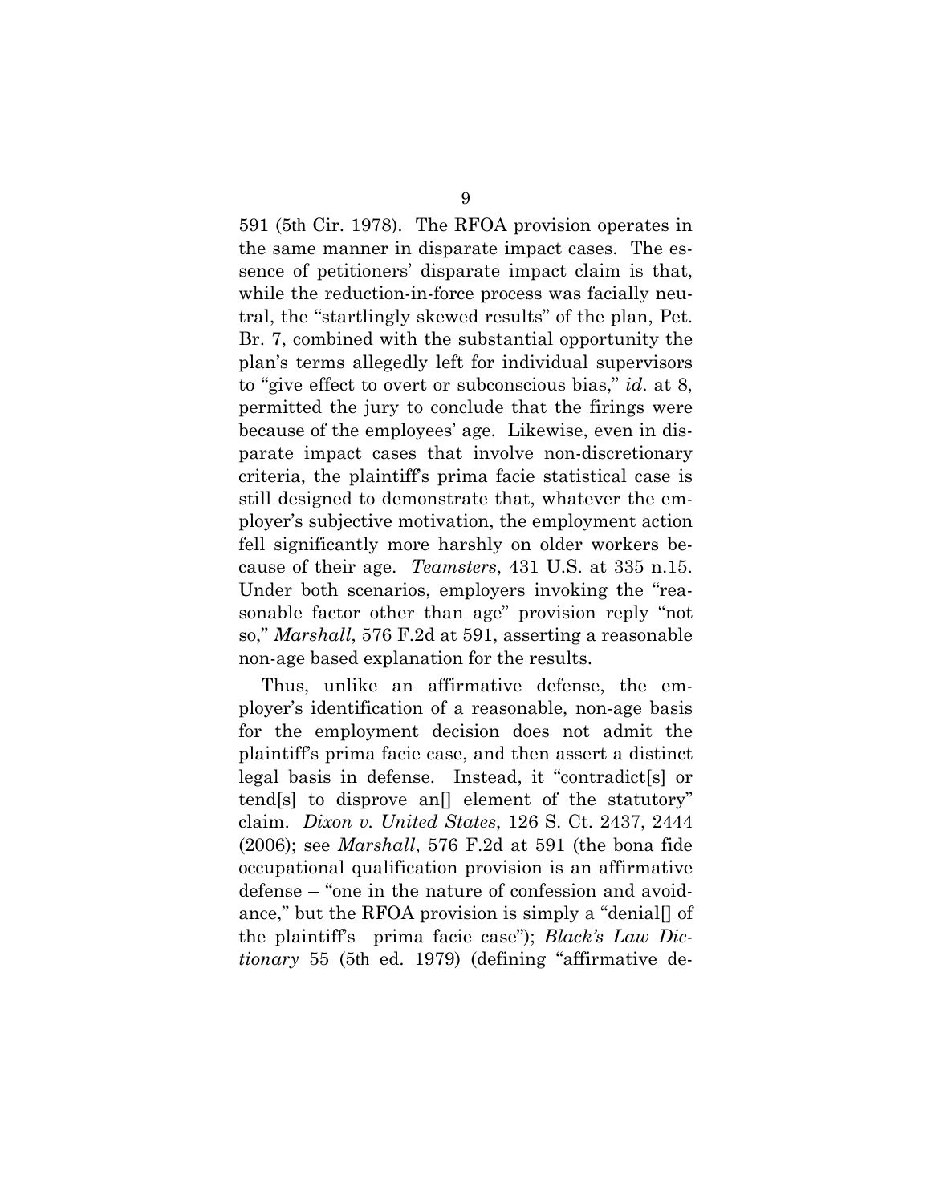591 (5th Cir. 1978). The RFOA provision operates in the same manner in disparate impact cases. The essence of petitioners' disparate impact claim is that, while the reduction-in-force process was facially neutral, the "startlingly skewed results" of the plan, Pet. Br. 7, combined with the substantial opportunity the plan's terms allegedly left for individual supervisors to "give effect to overt or subconscious bias," *id*. at 8, permitted the jury to conclude that the firings were because of the employees' age. Likewise, even in disparate impact cases that involve non-discretionary criteria, the plaintiff's prima facie statistical case is still designed to demonstrate that, whatever the employer's subjective motivation, the employment action fell significantly more harshly on older workers because of their age. *Teamsters*, 431 U.S. at 335 n.15. Under both scenarios, employers invoking the "reasonable factor other than age" provision reply "not so," *Marshall*, 576 F.2d at 591, asserting a reasonable non-age based explanation for the results.

Thus, unlike an affirmative defense, the employer's identification of a reasonable, non-age basis for the employment decision does not admit the plaintiff's prima facie case, and then assert a distinct legal basis in defense. Instead, it "contradict[s] or tend[s] to disprove an[] element of the statutory" claim. *Dixon v. United States*, 126 S. Ct. 2437, 2444 (2006); see *Marshall*, 576 F.2d at 591 (the bona fide occupational qualification provision is an affirmative defense – "one in the nature of confession and avoidance," but the RFOA provision is simply a "denial[] of the plaintiff's prima facie case"); *Black's Law Dictionary* 55 (5th ed. 1979) (defining "affirmative de-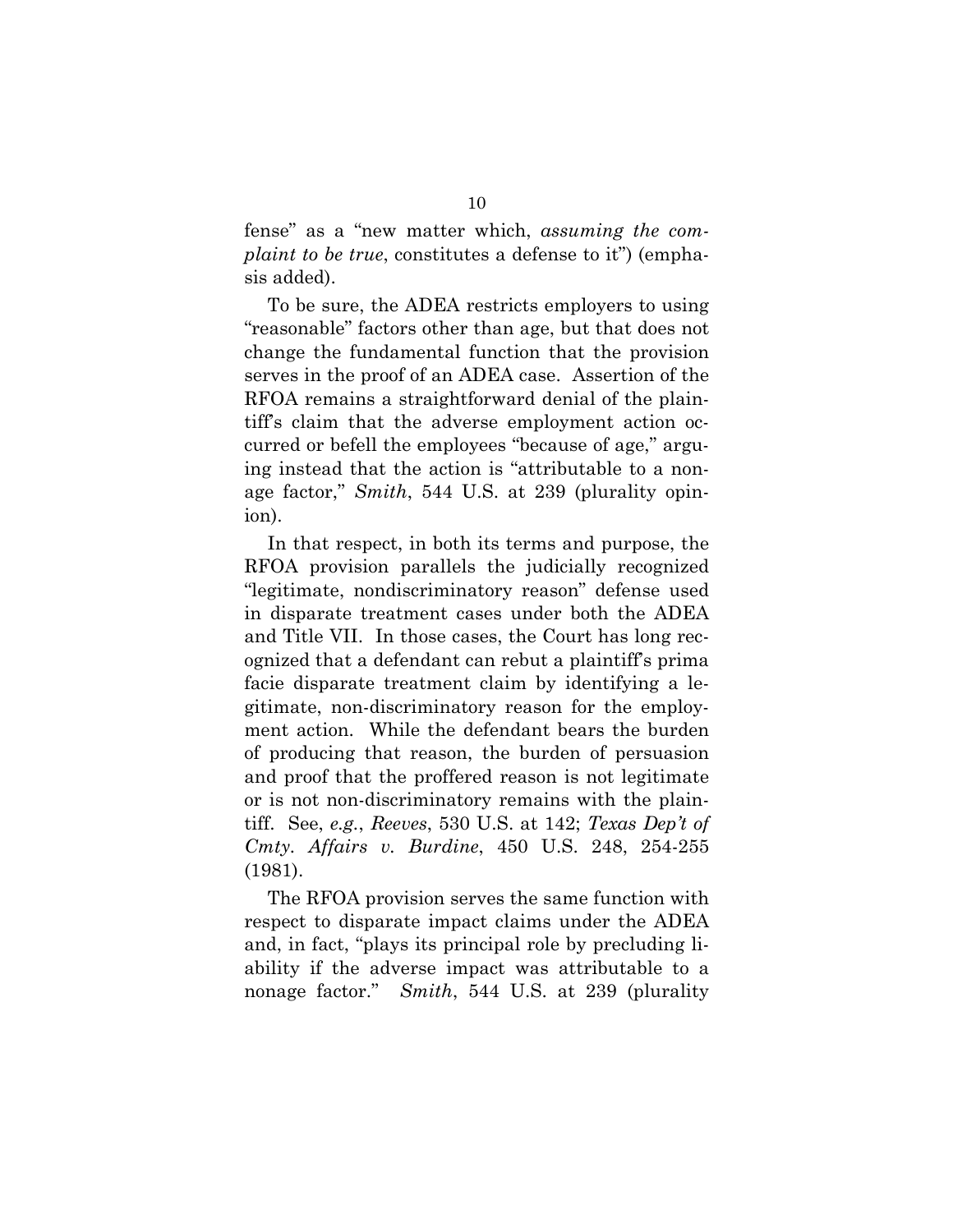fense" as a "new matter which, *assuming the complaint to be true*, constitutes a defense to it") (emphasis added).

To be sure, the ADEA restricts employers to using "reasonable" factors other than age, but that does not change the fundamental function that the provision serves in the proof of an ADEA case. Assertion of the RFOA remains a straightforward denial of the plaintiff's claim that the adverse employment action occurred or befell the employees "because of age," arguing instead that the action is "attributable to a nonage factor," *Smith*, 544 U.S. at 239 (plurality opinion).

In that respect, in both its terms and purpose, the RFOA provision parallels the judicially recognized "legitimate, nondiscriminatory reason" defense used in disparate treatment cases under both the ADEA and Title VII. In those cases, the Court has long recognized that a defendant can rebut a plaintiff's prima facie disparate treatment claim by identifying a legitimate, non-discriminatory reason for the employment action. While the defendant bears the burden of producing that reason, the burden of persuasion and proof that the proffered reason is not legitimate or is not non-discriminatory remains with the plaintiff. See, *e.g.*, *Reeves*, 530 U.S. at 142; *Texas Dep't of Cmty. Affairs v. Burdine*, 450 U.S. 248, 254-255 (1981).

The RFOA provision serves the same function with respect to disparate impact claims under the ADEA and, in fact, "plays its principal role by precluding liability if the adverse impact was attributable to a nonage factor." *Smith*, 544 U.S. at 239 (plurality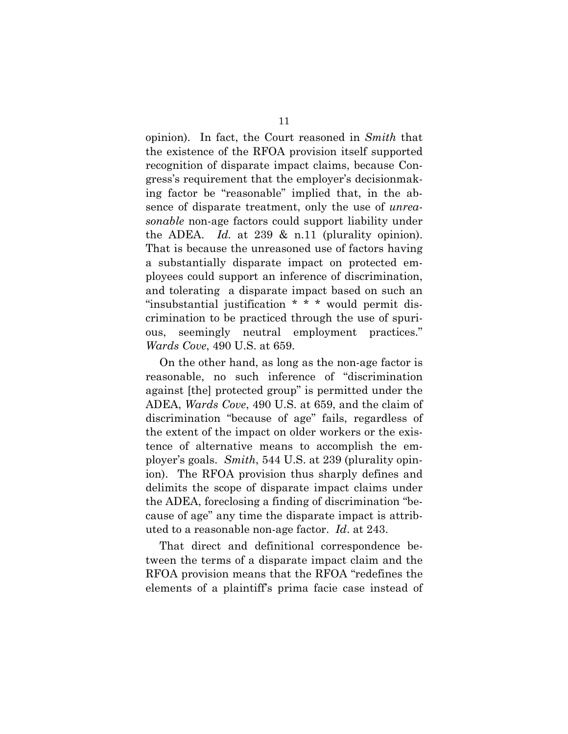opinion). In fact, the Court reasoned in *Smith* that the existence of the RFOA provision itself supported recognition of disparate impact claims, because Congress's requirement that the employer's decisionmaking factor be "reasonable" implied that, in the absence of disparate treatment, only the use of *unreasonable* non-age factors could support liability under the ADEA. *Id.* at 239 & n.11 (plurality opinion). That is because the unreasoned use of factors having a substantially disparate impact on protected employees could support an inference of discrimination, and tolerating a disparate impact based on such an "insubstantial justification * * * would permit discrimination to be practiced through the use of spurious, seemingly neutral employment practices." *Wards Cove*, 490 U.S. at 659.

On the other hand, as long as the non-age factor is reasonable, no such inference of "discrimination against [the] protected group" is permitted under the ADEA, *Wards Cove*, 490 U.S. at 659, and the claim of discrimination "because of age" fails, regardless of the extent of the impact on older workers or the existence of alternative means to accomplish the employer's goals. *Smith*, 544 U.S. at 239 (plurality opinion). The RFOA provision thus sharply defines and delimits the scope of disparate impact claims under the ADEA, foreclosing a finding of discrimination "because of age" any time the disparate impact is attributed to a reasonable non-age factor. *Id*. at 243.

That direct and definitional correspondence between the terms of a disparate impact claim and the RFOA provision means that the RFOA "redefines the elements of a plaintiff's prima facie case instead of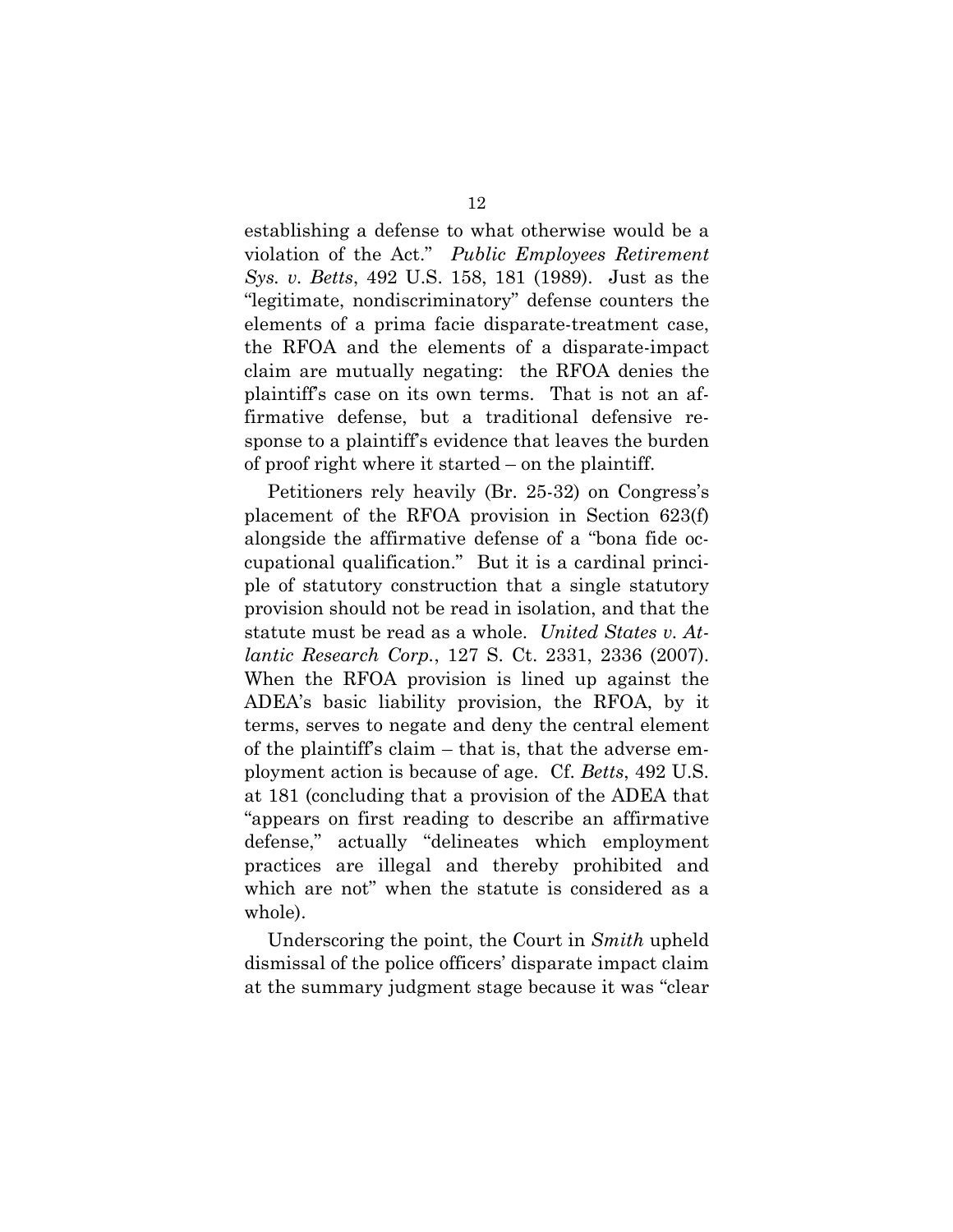establishing a defense to what otherwise would be a violation of the Act." *Public Employees Retirement Sys. v. Betts*, 492 U.S. 158, 181 (1989). Just as the "legitimate, nondiscriminatory" defense counters the elements of a prima facie disparate-treatment case, the RFOA and the elements of a disparate-impact claim are mutually negating: the RFOA denies the plaintiff's case on its own terms. That is not an affirmative defense, but a traditional defensive response to a plaintiff's evidence that leaves the burden of proof right where it started – on the plaintiff.

Petitioners rely heavily (Br. 25-32) on Congress's placement of the RFOA provision in Section 623(f) alongside the affirmative defense of a "bona fide occupational qualification." But it is a cardinal principle of statutory construction that a single statutory provision should not be read in isolation, and that the statute must be read as a whole. *United States v. Atlantic Research Corp.*, 127 S. Ct. 2331, 2336 (2007). When the RFOA provision is lined up against the ADEA's basic liability provision, the RFOA, by it terms, serves to negate and deny the central element of the plaintiff's claim – that is, that the adverse employment action is because of age. Cf. *Betts*, 492 U.S. at 181 (concluding that a provision of the ADEA that "appears on first reading to describe an affirmative defense," actually "delineates which employment practices are illegal and thereby prohibited and which are not" when the statute is considered as a whole).

Underscoring the point, the Court in *Smith* upheld dismissal of the police officers' disparate impact claim at the summary judgment stage because it was "clear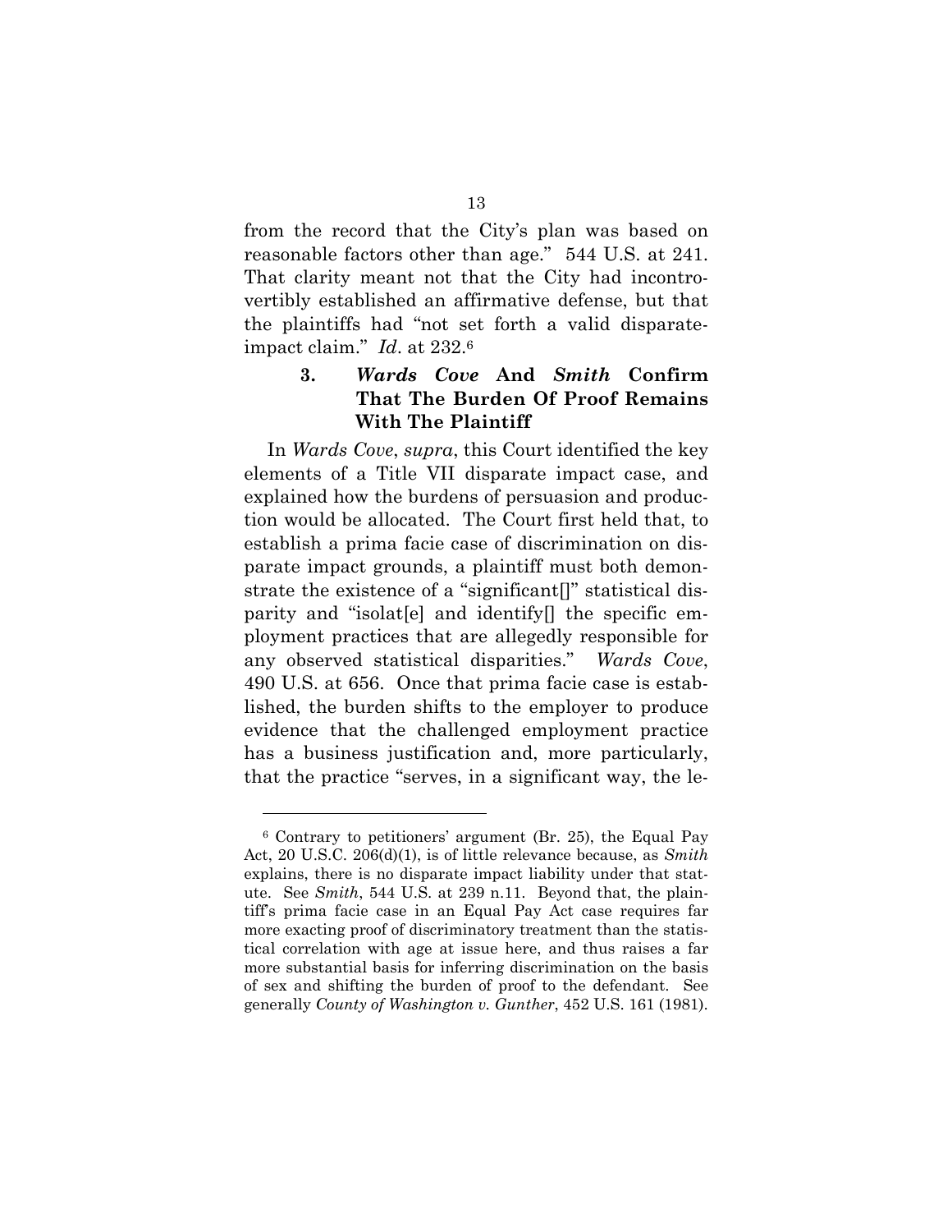from the record that the City's plan was based on reasonable factors other than age." 544 U.S. at 241. That clarity meant not that the City had incontrovertibly established an affirmative defense, but that the plaintiffs had "not set forth a valid disparate-impact claim." *Id*. at 232.[6]

### 3. *Wards Cove* And *Smith* Confirm That The Burden Of Proof Remains With The Plaintiff

In *Wards Cove*, *supra*, this Court identified the key elements of a Title VII disparate impact case, and explained how the burdens of persuasion and production would be allocated. The Court first held that, to establish a prima facie case of discrimination on disparate impact grounds, a plaintiff must both demonstrate the existence of a "significant[]" statistical disparity and "isolat[e] and identify[] the specific employment practices that are allegedly responsible for any observed statistical disparities." *Wards Cove*, 490 U.S. at 656. Once that prima facie case is established, the burden shifts to the employer to produce evidence that the challenged employment practice has a business justification and, more particularly, that the practice "serves, in a significant way, the le-

[6] Contrary to petitioners' argument (Br. 25), the Equal Pay Act, 20 U.S.C. 206(d)(1), is of little relevance because, as *Smith* explains, there is no disparate impact liability under that statute. See *Smith*, 544 U.S. at 239 n.11. Beyond that, the plaintiff's prima facie case in an Equal Pay Act case requires far more exacting proof of discriminatory treatment than the statistical correlation with age at issue here, and thus raises a far more substantial basis for inferring discrimination on the basis of sex and shifting the burden of proof to the defendant. See generally *County of Washington v. Gunther*, 452 U.S. 161 (1981).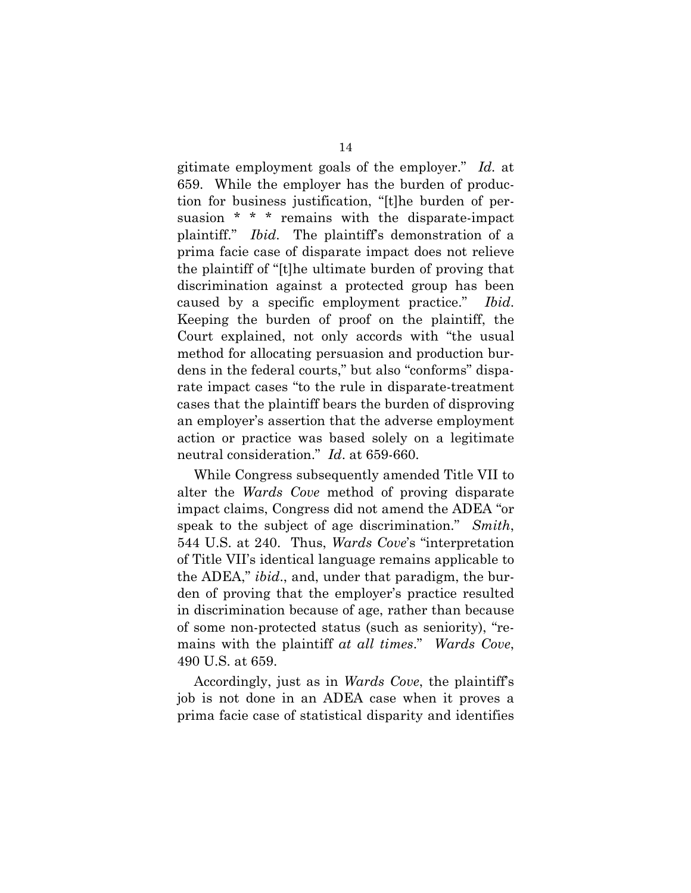gitimate employment goals of the employer." *Id.* at 659. While the employer has the burden of production for business justification, "[t]he burden of persuasion * * * remains with the disparate-impact plaintiff." *Ibid.* The plaintiff's demonstration of a prima facie case of disparate impact does not relieve the plaintiff of "[t]he ultimate burden of proving that discrimination against a protected group has been caused by a specific employment practice." *Ibid.* Keeping the burden of proof on the plaintiff, the Court explained, not only accords with "the usual method for allocating persuasion and production burdens in the federal courts," but also "conforms" disparate impact cases "to the rule in disparate-treatment cases that the plaintiff bears the burden of disproving an employer's assertion that the adverse employment action or practice was based solely on a legitimate neutral consideration." *Id*. at 659-660.

While Congress subsequently amended Title VII to alter the *Wards Cove* method of proving disparate impact claims, Congress did not amend the ADEA "or speak to the subject of age discrimination." *Smith*, 544 U.S. at 240. Thus, *Wards Cove*'s "interpretation of Title VII's identical language remains applicable to the ADEA," *ibid*., and, under that paradigm, the burden of proving that the employer's practice resulted in discrimination because of age, rather than because of some non-protected status (such as seniority), "remains with the plaintiff *at all times*." *Wards Cove*, 490 U.S. at 659.

Accordingly, just as in *Wards Cove*, the plaintiff's job is not done in an ADEA case when it proves a prima facie case of statistical disparity and identifies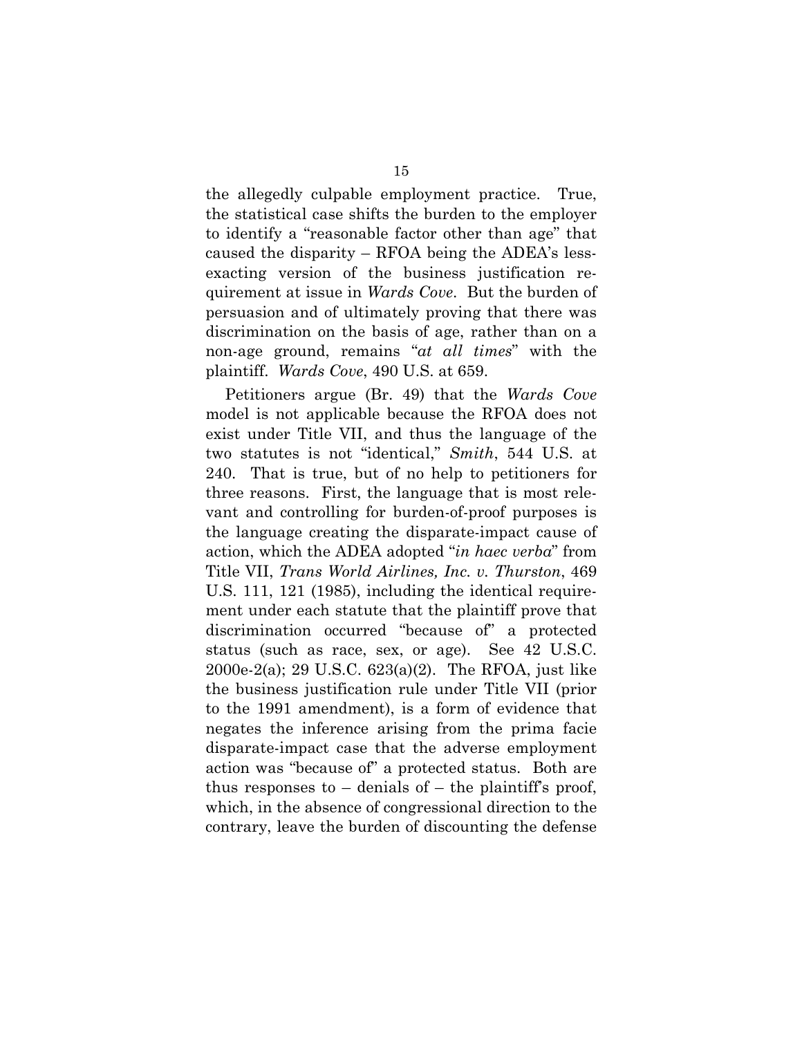the allegedly culpable employment practice. True, the statistical case shifts the burden to the employer to identify a "reasonable factor other than age" that caused the disparity – RFOA being the ADEA's less-exacting version of the business justification requirement at issue in *Wards Cove*. But the burden of persuasion and of ultimately proving that there was discrimination on the basis of age, rather than on a non-age ground, remains "*at all times*" with the plaintiff. *Wards Cove*, 490 U.S. at 659.

Petitioners argue (Br. 49) that the *Wards Cove* model is not applicable because the RFOA does not exist under Title VII, and thus the language of the two statutes is not "identical," *Smith*, 544 U.S. at 240. That is true, but of no help to petitioners for three reasons. First, the language that is most relevant and controlling for burden-of-proof purposes is the language creating the disparate-impact cause of action, which the ADEA adopted "*in haec verba*" from Title VII, *Trans World Airlines, Inc. v. Thurston*, 469 U.S. 111, 121 (1985), including the identical requirement under each statute that the plaintiff prove that discrimination occurred "because of" a protected status (such as race, sex, or age). See 42 U.S.C. 2000e-2(a); 29 U.S.C. 623(a)(2). The RFOA, just like the business justification rule under Title VII (prior to the 1991 amendment), is a form of evidence that negates the inference arising from the prima facie disparate-impact case that the adverse employment action was "because of" a protected status. Both are thus responses to – denials of – the plaintiff's proof, which, in the absence of congressional direction to the contrary, leave the burden of discounting the defense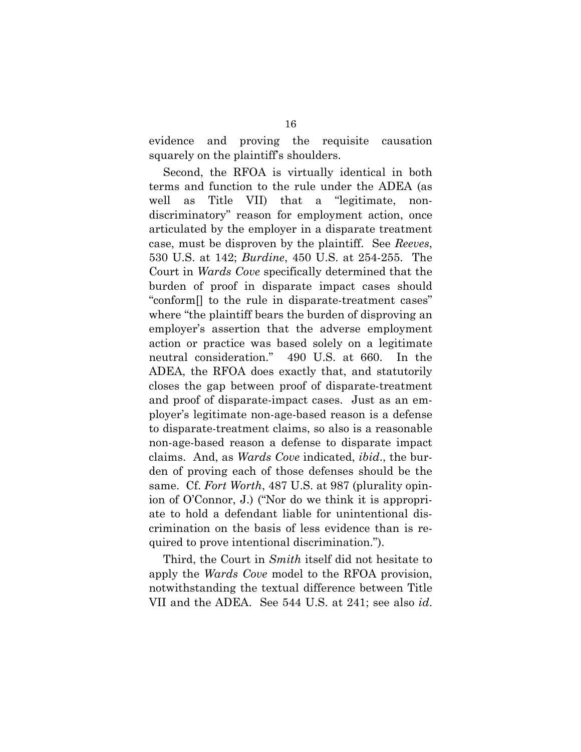evidence and proving the requisite causation squarely on the plaintiff's shoulders.

Second, the RFOA is virtually identical in both terms and function to the rule under the ADEA (as well as Title VII) that a "legitimate, non-discriminatory" reason for employment action, once articulated by the employer in a disparate treatment case, must be disproven by the plaintiff. See *Reeves*, 530 U.S. at 142; *Burdine*, 450 U.S. at 254-255. The Court in *Wards Cove* specifically determined that the burden of proof in disparate impact cases should "conform[] to the rule in disparate-treatment cases" where "the plaintiff bears the burden of disproving an employer's assertion that the adverse employment action or practice was based solely on a legitimate neutral consideration." 490 U.S. at 660. In the ADEA, the RFOA does exactly that, and statutorily closes the gap between proof of disparate-treatment and proof of disparate-impact cases. Just as an employer's legitimate non-age-based reason is a defense to disparate-treatment claims, so also is a reasonable non-age-based reason a defense to disparate impact claims. And, as *Wards Cove* indicated, *ibid*., the burden of proving each of those defenses should be the same. Cf. *Fort Worth*, 487 U.S. at 987 (plurality opinion of O'Connor, J.) ("Nor do we think it is appropriate to hold a defendant liable for unintentional discrimination on the basis of less evidence than is required to prove intentional discrimination.").

Third, the Court in *Smith* itself did not hesitate to apply the *Wards Cove* model to the RFOA provision, notwithstanding the textual difference between Title VII and the ADEA. See 544 U.S. at 241; see also *id*.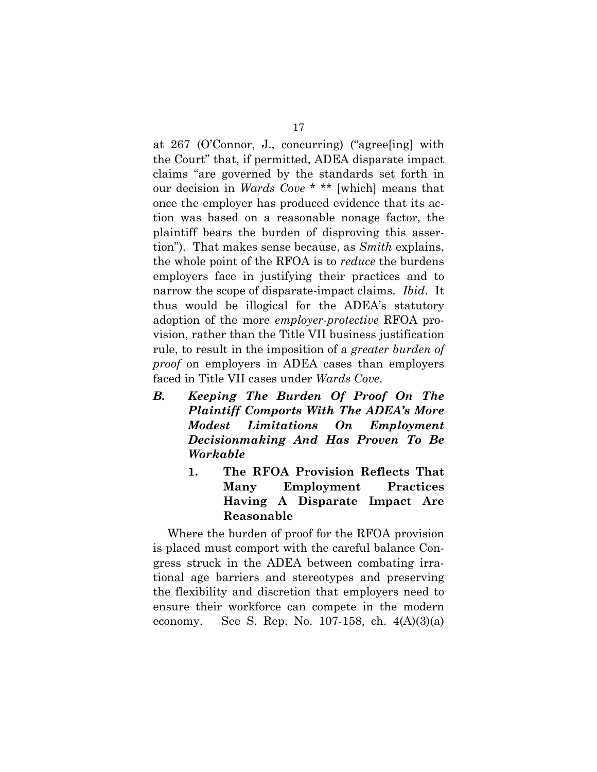at 267 (O'Connor, J., concurring) ("agree[ing] with the Court" that, if permitted, ADEA disparate impact claims "are governed by the standards set forth in our decision in *Wards Cove* * ** [which] means that once the employer has produced evidence that its action was based on a reasonable nonage factor, the plaintiff bears the burden of disproving this assertion"). That makes sense because, as *Smith* explains, the whole point of the RFOA is to *reduce* the burdens employers face in justifying their practices and to narrow the scope of disparate-impact claims. *Ibid.* It thus would be illogical for the ADEA's statutory adoption of the more *employer-protective* RFOA provision, rather than the Title VII business justification rule, to result in the imposition of a *greater burden of proof* on employers in ADEA cases than employers faced in Title VII cases under *Wards Cove*.

### *B. Keeping The Burden Of Proof On The Plaintiff Comports With The ADEA's More Modest Limitations On Employment Decisionmaking And Has Proven To Be Workable*

#### 1. The RFOA Provision Reflects That Many Employment Practices Having A Disparate Impact Are Reasonable

Where the burden of proof for the RFOA provision is placed must comport with the careful balance Congress struck in the ADEA between combating irrational age barriers and stereotypes and preserving the flexibility and discretion that employers need to ensure their workforce can compete in the modern economy. See S. Rep. No. 107-158, ch. 4(A)(3)(a)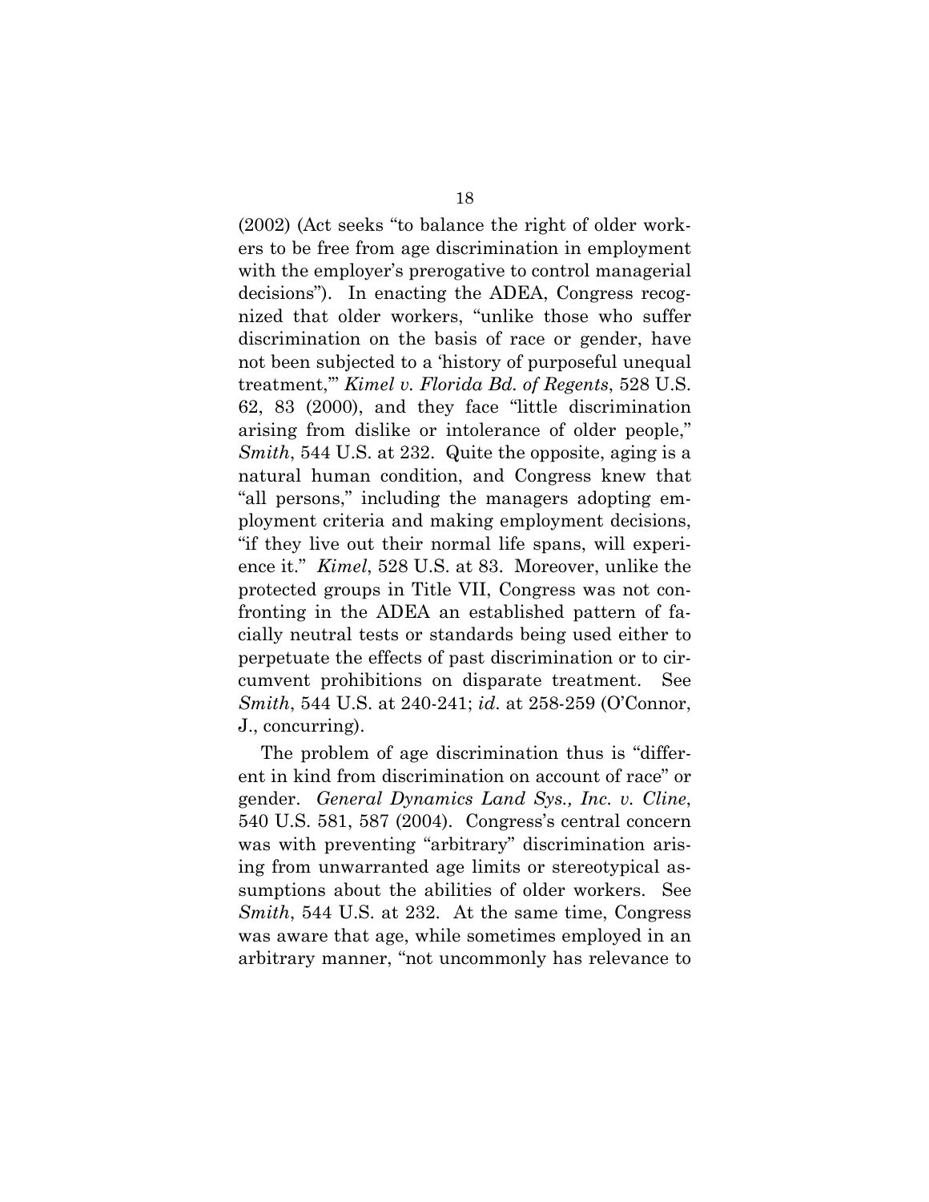(2002) (Act seeks "to balance the right of older workers to be free from age discrimination in employment with the employer's prerogative to control managerial decisions"). In enacting the ADEA, Congress recognized that older workers, "unlike those who suffer discrimination on the basis of race or gender, have not been subjected to a 'history of purposeful unequal treatment,'" *Kimel v. Florida Bd. of Regents*, 528 U.S. 62, 83 (2000), and they face "little discrimination arising from dislike or intolerance of older people," *Smith*, 544 U.S. at 232. Quite the opposite, aging is a natural human condition, and Congress knew that "all persons," including the managers adopting employment criteria and making employment decisions, "if they live out their normal life spans, will experience it." *Kimel*, 528 U.S. at 83. Moreover, unlike the protected groups in Title VII, Congress was not confronting in the ADEA an established pattern of facially neutral tests or standards being used either to perpetuate the effects of past discrimination or to circumvent prohibitions on disparate treatment. See *Smith*, 544 U.S. at 240-241; *id*. at 258-259 (O'Connor, J., concurring).

The problem of age discrimination thus is "different in kind from discrimination on account of race" or gender. *General Dynamics Land Sys., Inc. v. Cline*, 540 U.S. 581, 587 (2004). Congress's central concern was with preventing "arbitrary" discrimination arising from unwarranted age limits or stereotypical assumptions about the abilities of older workers. See *Smith*, 544 U.S. at 232. At the same time, Congress was aware that age, while sometimes employed in an arbitrary manner, "not uncommonly has relevance to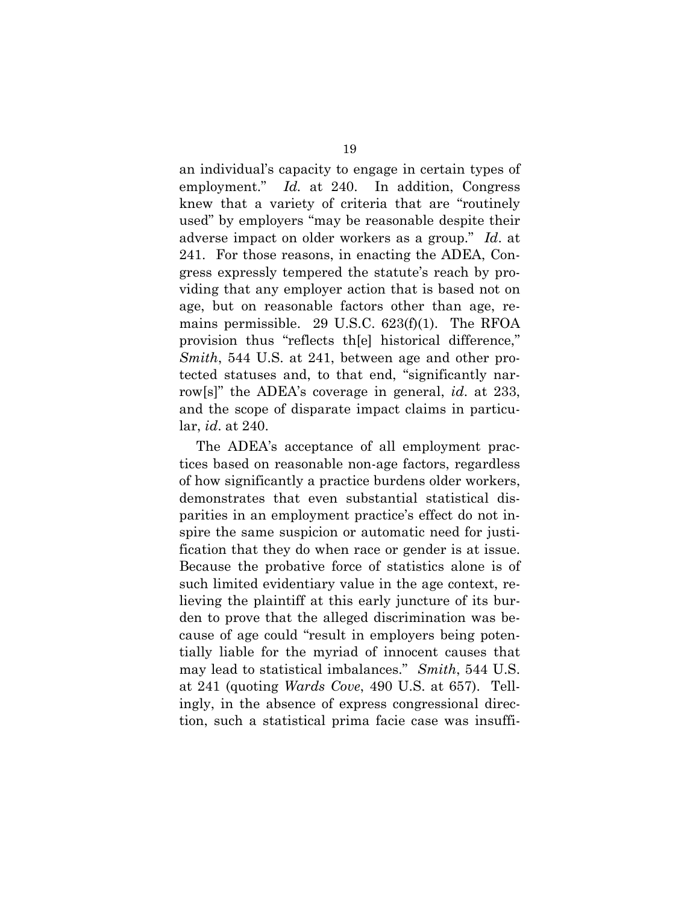an individual's capacity to engage in certain types of employment." *Id.* at 240. In addition, Congress knew that a variety of criteria that are "routinely used" by employers "may be reasonable despite their adverse impact on older workers as a group." *Id*. at 241. For those reasons, in enacting the ADEA, Congress expressly tempered the statute's reach by providing that any employer action that is based not on age, but on reasonable factors other than age, remains permissible. 29 U.S.C. 623(f)(1). The RFOA provision thus "reflects th[e] historical difference," *Smith*, 544 U.S. at 241, between age and other protected statuses and, to that end, "significantly narrow[s]" the ADEA's coverage in general, *id*. at 233, and the scope of disparate impact claims in particular, *id*. at 240.

The ADEA's acceptance of all employment practices based on reasonable non-age factors, regardless of how significantly a practice burdens older workers, demonstrates that even substantial statistical disparities in an employment practice's effect do not inspire the same suspicion or automatic need for justification that they do when race or gender is at issue. Because the probative force of statistics alone is of such limited evidentiary value in the age context, relieving the plaintiff at this early juncture of its burden to prove that the alleged discrimination was because of age could "result in employers being potentially liable for the myriad of innocent causes that may lead to statistical imbalances." *Smith*, 544 U.S. at 241 (quoting *Wards Cove*, 490 U.S. at 657). Tellingly, in the absence of express congressional direction, such a statistical prima facie case was insuffi-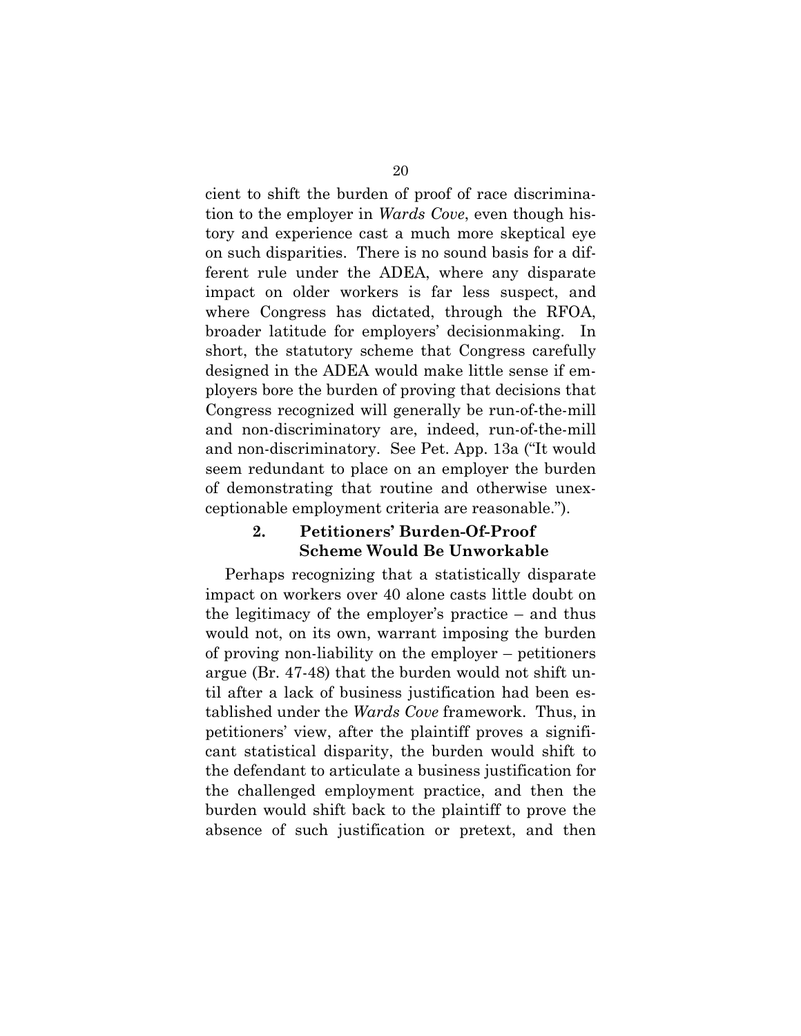cient to shift the burden of proof of race discrimination to the employer in *Wards Cove*, even though history and experience cast a much more skeptical eye on such disparities. There is no sound basis for a different rule under the ADEA, where any disparate impact on older workers is far less suspect, and where Congress has dictated, through the RFOA, broader latitude for employers' decisionmaking. In short, the statutory scheme that Congress carefully designed in the ADEA would make little sense if employers bore the burden of proving that decisions that Congress recognized will generally be run-of-the-mill and non-discriminatory are, indeed, run-of-the-mill and non-discriminatory. See Pet. App. 13a ("It would seem redundant to place on an employer the burden of demonstrating that routine and otherwise unexceptionable employment criteria are reasonable.").

### 2. Petitioners' Burden-Of-Proof Scheme Would Be Unworkable

Perhaps recognizing that a statistically disparate impact on workers over 40 alone casts little doubt on the legitimacy of the employer's practice – and thus would not, on its own, warrant imposing the burden of proving non-liability on the employer – petitioners argue (Br. 47-48) that the burden would not shift until after a lack of business justification had been established under the *Wards Cove* framework. Thus, in petitioners' view, after the plaintiff proves a significant statistical disparity, the burden would shift to the defendant to articulate a business justification for the challenged employment practice, and then the burden would shift back to the plaintiff to prove the absence of such justification or pretext, and then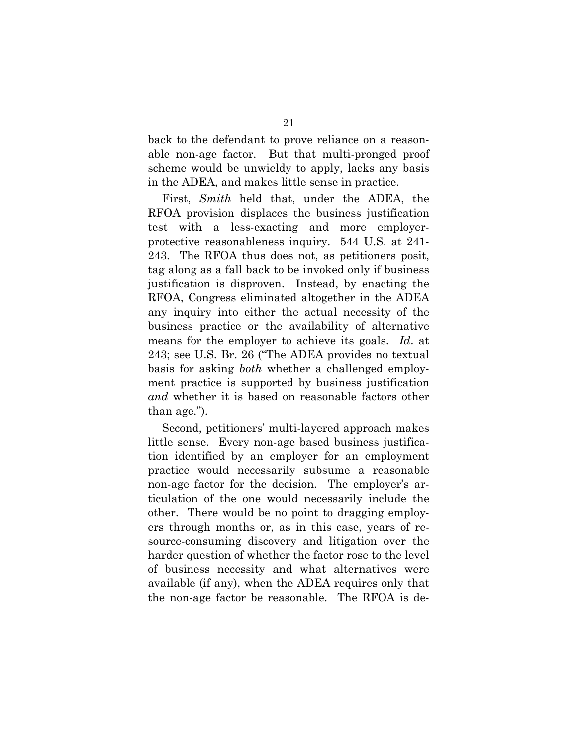back to the defendant to prove reliance on a reasonable non-age factor. But that multi-pronged proof scheme would be unwieldy to apply, lacks any basis in the ADEA, and makes little sense in practice.

First, *Smith* held that, under the ADEA, the RFOA provision displaces the business justification test with a less-exacting and more employer-protective reasonableness inquiry. 544 U.S. at 241-243. The RFOA thus does not, as petitioners posit, tag along as a fall back to be invoked only if business justification is disproven. Instead, by enacting the RFOA, Congress eliminated altogether in the ADEA any inquiry into either the actual necessity of the business practice or the availability of alternative means for the employer to achieve its goals. *Id*. at 243; see U.S. Br. 26 ("The ADEA provides no textual basis for asking *both* whether a challenged employment practice is supported by business justification *and* whether it is based on reasonable factors other than age.").

Second, petitioners' multi-layered approach makes little sense. Every non-age based business justification identified by an employer for an employment practice would necessarily subsume a reasonable non-age factor for the decision. The employer's articulation of the one would necessarily include the other. There would be no point to dragging employers through months or, as in this case, years of resource-consuming discovery and litigation over the harder question of whether the factor rose to the level of business necessity and what alternatives were available (if any), when the ADEA requires only that the non-age factor be reasonable. The RFOA is de-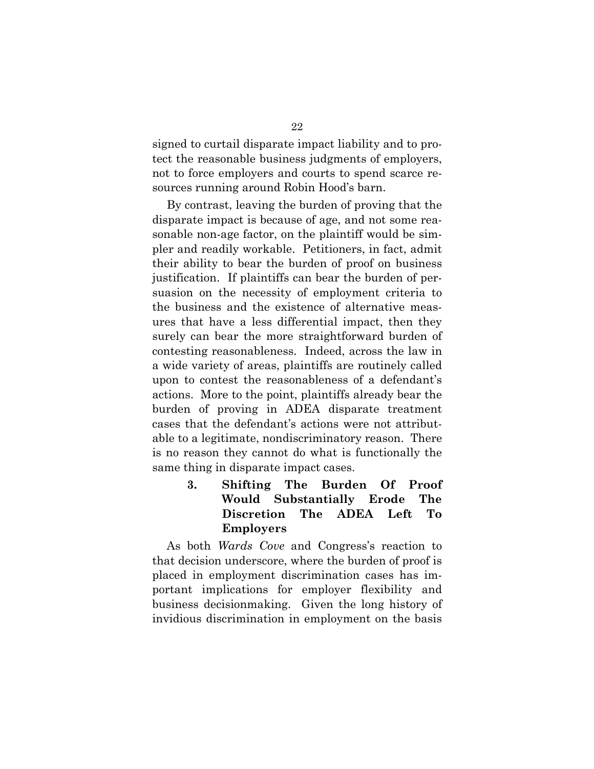signed to curtail disparate impact liability and to protect the reasonable business judgments of employers, not to force employers and courts to spend scarce resources running around Robin Hood's barn.

By contrast, leaving the burden of proving that the disparate impact is because of age, and not some reasonable non-age factor, on the plaintiff would be simpler and readily workable. Petitioners, in fact, admit their ability to bear the burden of proof on business justification. If plaintiffs can bear the burden of persuasion on the necessity of employment criteria to the business and the existence of alternative measures that have a less differential impact, then they surely can bear the more straightforward burden of contesting reasonableness. Indeed, across the law in a wide variety of areas, plaintiffs are routinely called upon to contest the reasonableness of a defendant's actions. More to the point, plaintiffs already bear the burden of proving in ADEA disparate treatment cases that the defendant's actions were not attributable to a legitimate, nondiscriminatory reason. There is no reason they cannot do what is functionally the same thing in disparate impact cases.

### 3. Shifting The Burden Of Proof Would Substantially Erode The Discretion The ADEA Left To Employers

As both *Wards Cove* and Congress's reaction to that decision underscore, where the burden of proof is placed in employment discrimination cases has important implications for employer flexibility and business decisionmaking. Given the long history of invidious discrimination in employment on the basis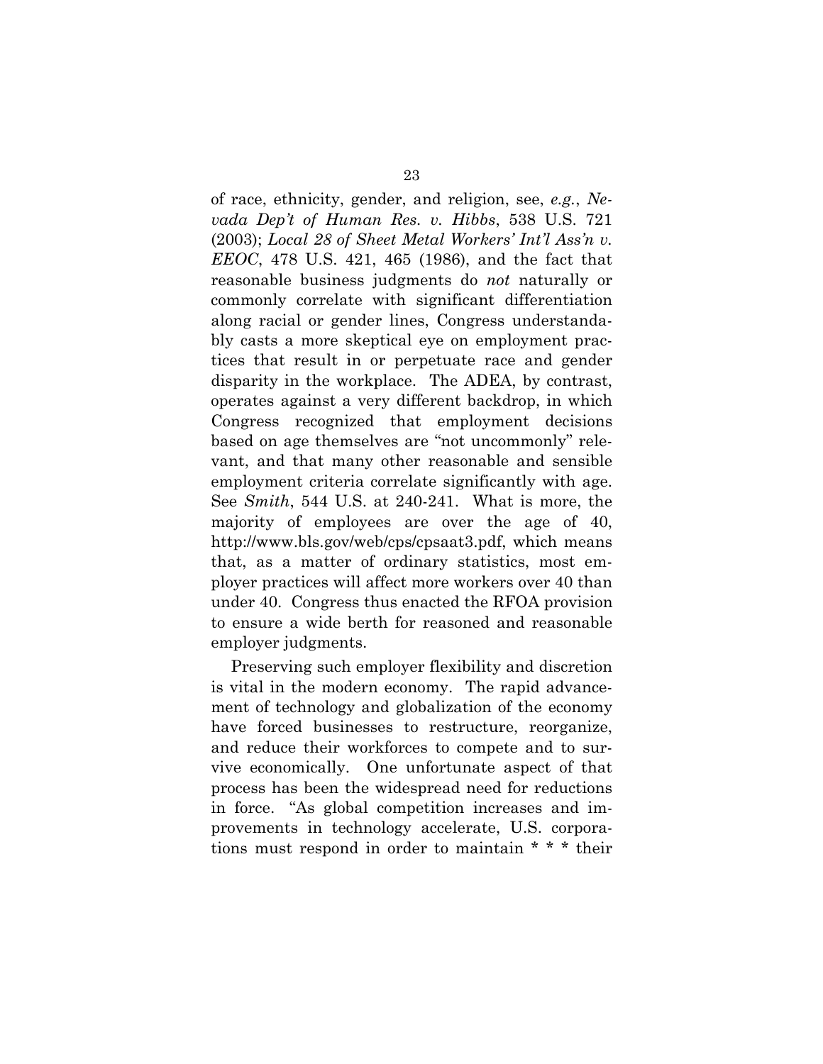of race, ethnicity, gender, and religion, see, *e.g.*, *Nevada Dep't of Human Res. v. Hibbs*, 538 U.S. 721 (2003); *Local 28 of Sheet Metal Workers' Int'l Ass'n v. EEOC*, 478 U.S. 421, 465 (1986), and the fact that reasonable business judgments do *not* naturally or commonly correlate with significant differentiation along racial or gender lines, Congress understandably casts a more skeptical eye on employment practices that result in or perpetuate race and gender disparity in the workplace. The ADEA, by contrast, operates against a very different backdrop, in which Congress recognized that employment decisions based on age themselves are "not uncommonly" relevant, and that many other reasonable and sensible employment criteria correlate significantly with age. See *Smith*, 544 U.S. at 240-241. What is more, the majority of employees are over the age of 40, http://www.bls.gov/web/cps/cpsaat3.pdf, which means that, as a matter of ordinary statistics, most employer practices will affect more workers over 40 than under 40. Congress thus enacted the RFOA provision to ensure a wide berth for reasoned and reasonable employer judgments.

Preserving such employer flexibility and discretion is vital in the modern economy. The rapid advancement of technology and globalization of the economy have forced businesses to restructure, reorganize, and reduce their workforces to compete and to survive economically. One unfortunate aspect of that process has been the widespread need for reductions in force. "As global competition increases and improvements in technology accelerate, U.S. corporations must respond in order to maintain * * * their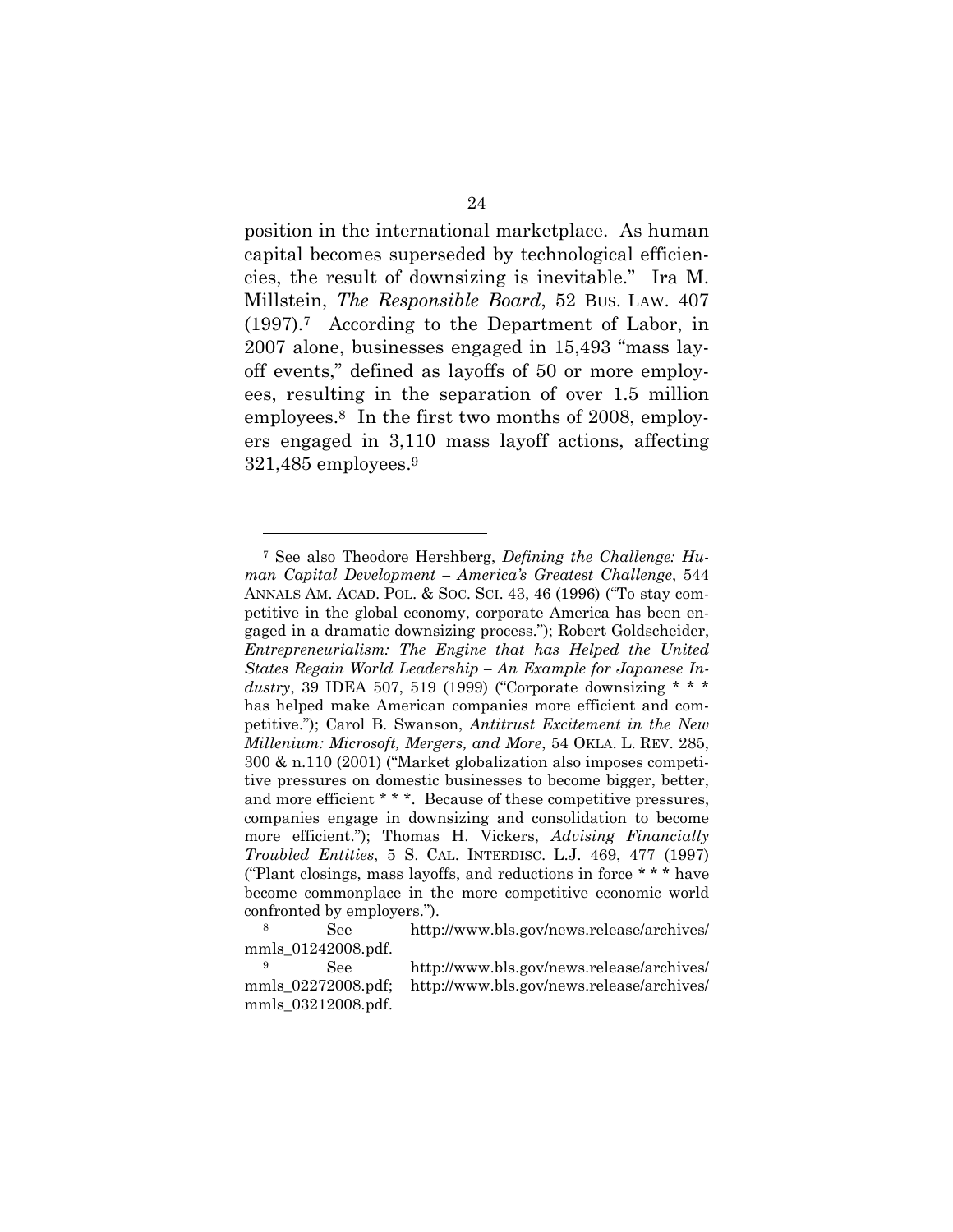position in the international marketplace. As human capital becomes superseded by technological efficiencies, the result of downsizing is inevitable." Ira M. Millstein, *The Responsible Board*, 52 BUS. LAW. 407 (1997).[7] According to the Department of Labor, in 2007 alone, businesses engaged in 15,493 "mass layoff events," defined as layoffs of 50 or more employees, resulting in the separation of over 1.5 million employees.[8] In the first two months of 2008, employers engaged in 3,110 mass layoff actions, affecting 321,485 employees.[9]

---

[7] See also Theodore Hershberg, *Defining the Challenge: Human Capital Development – America's Greatest Challenge*, 544 ANNALS AM. ACAD. POL. & SOC. SCI. 43, 46 (1996) ("To stay competitive in the global economy, corporate America has been engaged in a dramatic downsizing process."); Robert Goldscheider, *Entrepreneurialism: The Engine that has Helped the United States Regain World Leadership – An Example for Japanese Industry*, 39 IDEA 507, 519 (1999) ("Corporate downsizing * * * has helped make American companies more efficient and competitive."); Carol B. Swanson, *Antitrust Excitement in the New Millenium: Microsoft, Mergers, and More*, 54 OKLA. L. REV. 285, 300 & n.110 (2001) ("Market globalization also imposes competitive pressures on domestic businesses to become bigger, better, and more efficient * * *. Because of these competitive pressures, companies engage in downsizing and consolidation to become more efficient."); Thomas H. Vickers, *Advising Financially Troubled Entities*, 5 S. CAL. INTERDISC. L.J. 469, 477 (1997) ("Plant closings, mass layoffs, and reductions in force * * * have become commonplace in the more competitive economic world confronted by employers.").

[8] See http://www.bls.gov/news.release/archives/mmls_01242008.pdf.

[9] See http://www.bls.gov/news.release/archives/mmls_02272008.pdf; http://www.bls.gov/news.release/archives/mmls_03212008.pdf.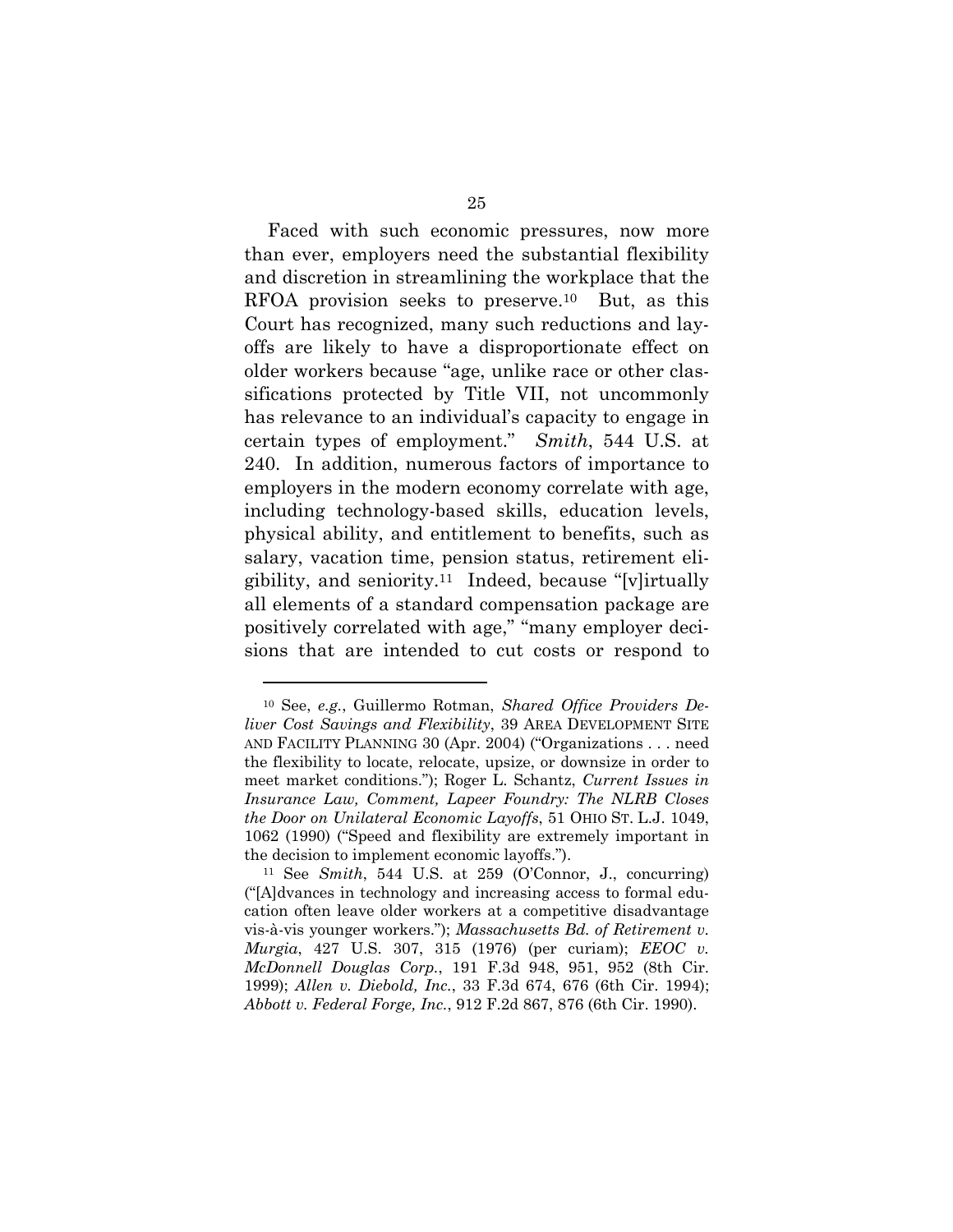Faced with such economic pressures, now more than ever, employers need the substantial flexibility and discretion in streamlining the workplace that the RFOA provision seeks to preserve.[10] But, as this Court has recognized, many such reductions and layoffs are likely to have a disproportionate effect on older workers because "age, unlike race or other classifications protected by Title VII, not uncommonly has relevance to an individual's capacity to engage in certain types of employment." *Smith*, 544 U.S. at 240. In addition, numerous factors of importance to employers in the modern economy correlate with age, including technology-based skills, education levels, physical ability, and entitlement to benefits, such as salary, vacation time, pension status, retirement eligibility, and seniority.[11] Indeed, because "[v]irtually all elements of a standard compensation package are positively correlated with age," "many employer decisions that are intended to cut costs or respond to

---

[10] See, *e.g.*, Guillermo Rotman, *Shared Office Providers Deliver Cost Savings and Flexibility*, 39 AREA DEVELOPMENT SITE AND FACILITY PLANNING 30 (Apr. 2004) ("Organizations . . . need the flexibility to locate, relocate, upsize, or downsize in order to meet market conditions."); Roger L. Schantz, *Current Issues in Insurance Law, Comment, Lapeer Foundry: The NLRB Closes the Door on Unilateral Economic Layoffs*, 51 OHIO ST. L.J. 1049, 1062 (1990) ("Speed and flexibility are extremely important in the decision to implement economic layoffs.").

[11] See *Smith*, 544 U.S. at 259 (O'Connor, J., concurring) ("[A]dvances in technology and increasing access to formal education often leave older workers at a competitive disadvantage vis-à-vis younger workers."); *Massachusetts Bd. of Retirement v. Murgia*, 427 U.S. 307, 315 (1976) (per curiam); *EEOC v. McDonnell Douglas Corp.*, 191 F.3d 948, 951, 952 (8th Cir. 1999); *Allen v. Diebold, Inc.*, 33 F.3d 674, 676 (6th Cir. 1994); *Abbott v. Federal Forge, Inc.*, 912 F.2d 867, 876 (6th Cir. 1990).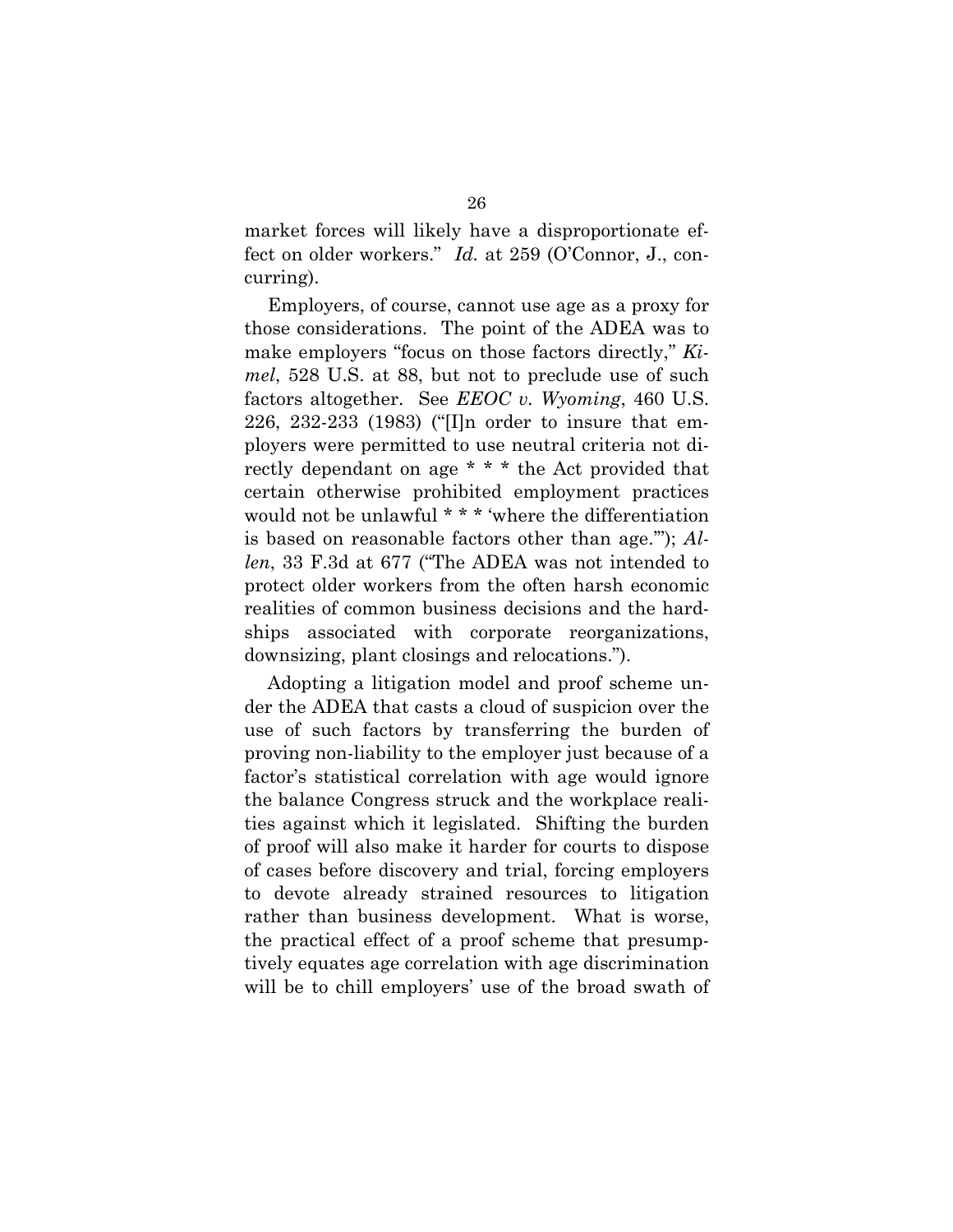market forces will likely have a disproportionate effect on older workers." *Id.* at 259 (O'Connor, J., concurring).

Employers, of course, cannot use age as a proxy for those considerations. The point of the ADEA was to make employers "focus on those factors directly," *Kimel*, 528 U.S. at 88, but not to preclude use of such factors altogether. See *EEOC v. Wyoming*, 460 U.S. 226, 232-233 (1983) ("[I]n order to insure that employers were permitted to use neutral criteria not directly dependant on age * * * the Act provided that certain otherwise prohibited employment practices would not be unlawful * * * 'where the differentiation is based on reasonable factors other than age.'"); *Allen*, 33 F.3d at 677 ("The ADEA was not intended to protect older workers from the often harsh economic realities of common business decisions and the hardships associated with corporate reorganizations, downsizing, plant closings and relocations.").

Adopting a litigation model and proof scheme under the ADEA that casts a cloud of suspicion over the use of such factors by transferring the burden of proving non-liability to the employer just because of a factor's statistical correlation with age would ignore the balance Congress struck and the workplace realities against which it legislated. Shifting the burden of proof will also make it harder for courts to dispose of cases before discovery and trial, forcing employers to devote already strained resources to litigation rather than business development. What is worse, the practical effect of a proof scheme that presumptively equates age correlation with age discrimination will be to chill employers' use of the broad swath of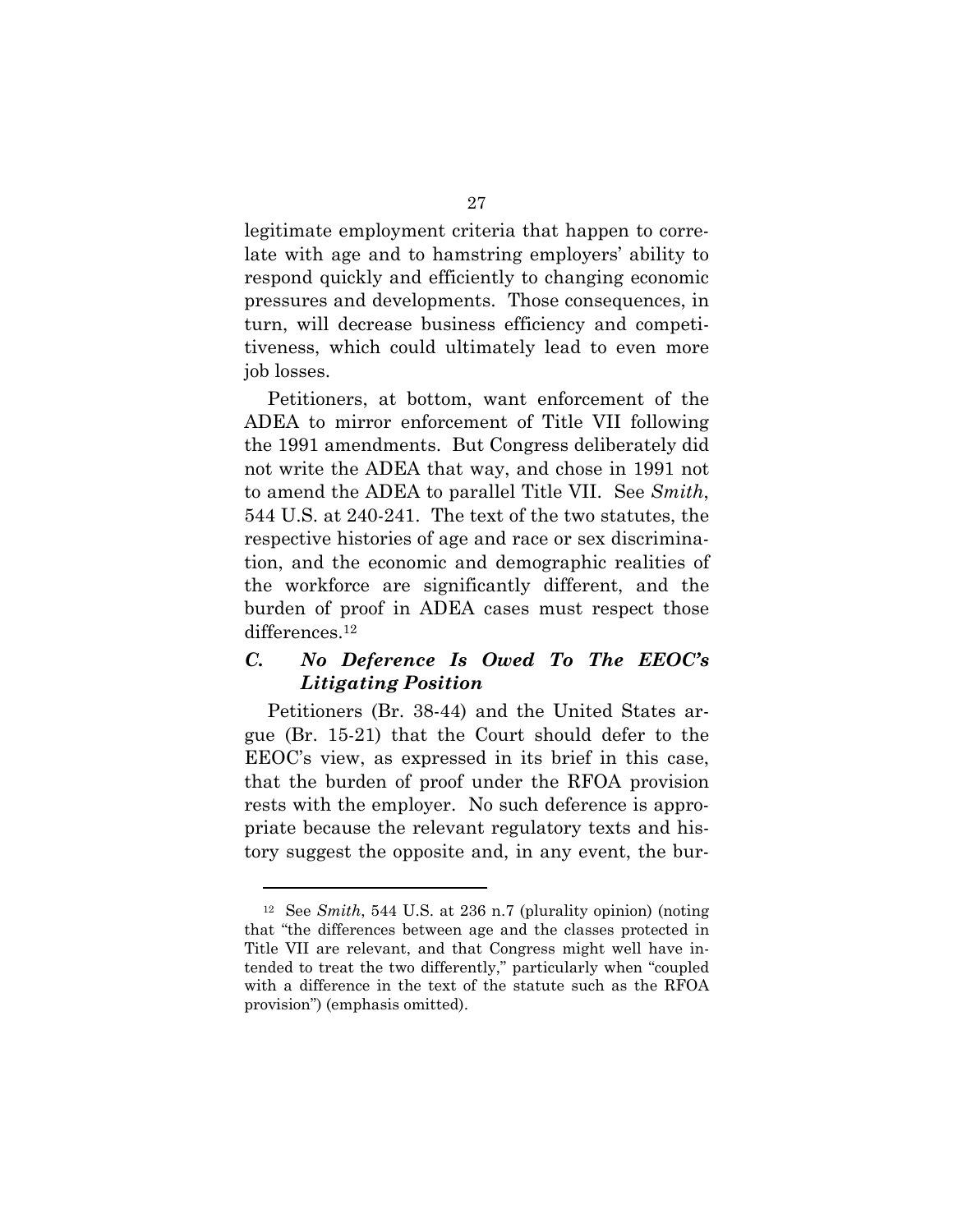legitimate employment criteria that happen to correlate with age and to hamstring employers' ability to respond quickly and efficiently to changing economic pressures and developments. Those consequences, in turn, will decrease business efficiency and competitiveness, which could ultimately lead to even more job losses.

Petitioners, at bottom, want enforcement of the ADEA to mirror enforcement of Title VII following the 1991 amendments. But Congress deliberately did not write the ADEA that way, and chose in 1991 not to amend the ADEA to parallel Title VII. See *Smith*, 544 U.S. at 240-241. The text of the two statutes, the respective histories of age and race or sex discrimination, and the economic and demographic realities of the workforce are significantly different, and the burden of proof in ADEA cases must respect those differences.[12]

### *C. No Deference Is Owed To The EEOC's Litigating Position*

Petitioners (Br. 38-44) and the United States argue (Br. 15-21) that the Court should defer to the EEOC's view, as expressed in its brief in this case, that the burden of proof under the RFOA provision rests with the employer. No such deference is appropriate because the relevant regulatory texts and history suggest the opposite and, in any event, the bur-

---

[12] See *Smith*, 544 U.S. at 236 n.7 (plurality opinion) (noting that "the differences between age and the classes protected in Title VII are relevant, and that Congress might well have intended to treat the two differently," particularly when "coupled with a difference in the text of the statute such as the RFOA provision") (emphasis omitted).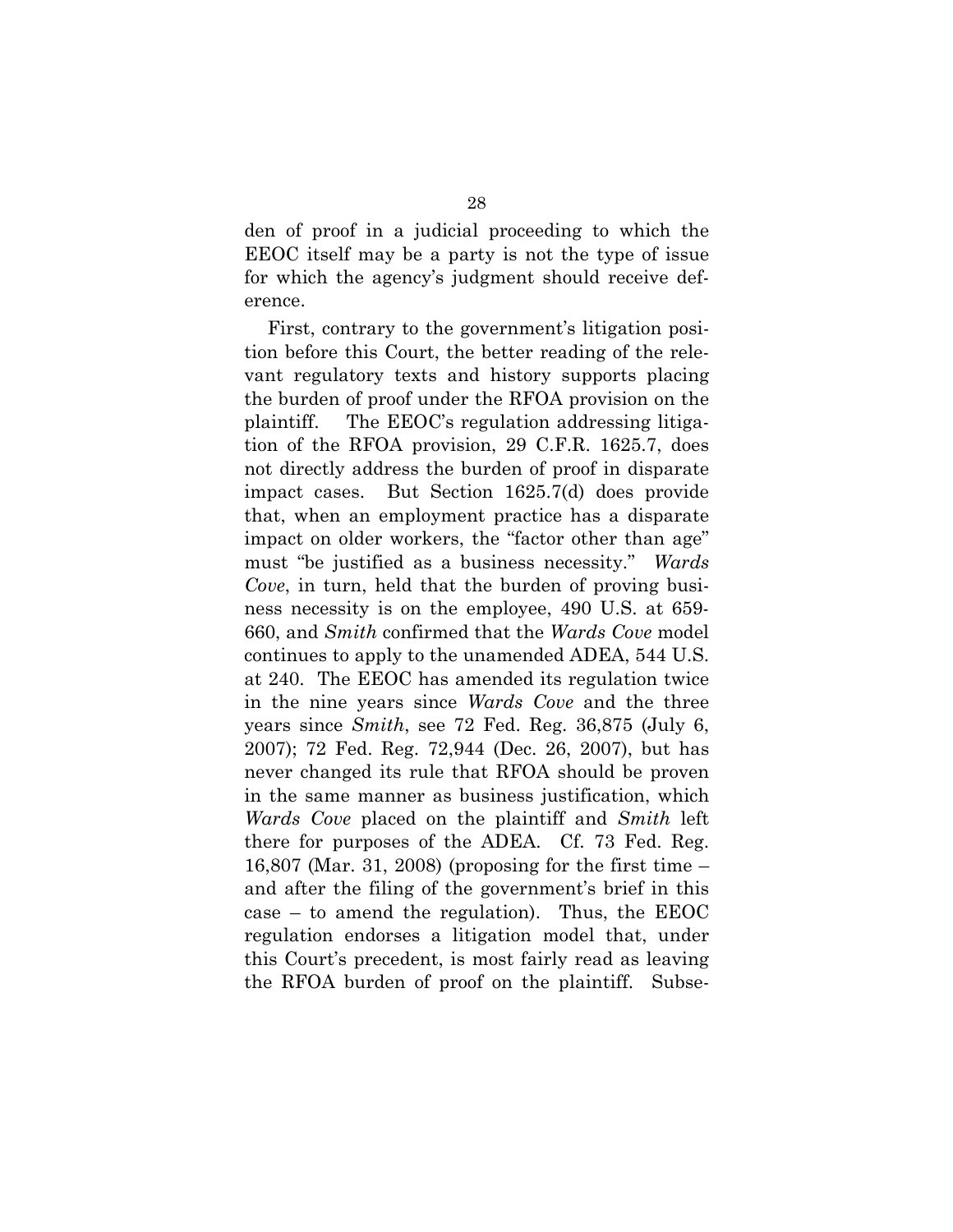den of proof in a judicial proceeding to which the EEOC itself may be a party is not the type of issue for which the agency's judgment should receive deference.

First, contrary to the government's litigation position before this Court, the better reading of the relevant regulatory texts and history supports placing the burden of proof under the RFOA provision on the plaintiff. The EEOC's regulation addressing litigation of the RFOA provision, 29 C.F.R. 1625.7, does not directly address the burden of proof in disparate impact cases. But Section 1625.7(d) does provide that, when an employment practice has a disparate impact on older workers, the "factor other than age" must "be justified as a business necessity." *Wards Cove*, in turn, held that the burden of proving business necessity is on the employee, 490 U.S. at 659-660, and *Smith* confirmed that the *Wards Cove* model continues to apply to the unamended ADEA, 544 U.S. at 240. The EEOC has amended its regulation twice in the nine years since *Wards Cove* and the three years since *Smith*, see 72 Fed. Reg. 36,875 (July 6, 2007); 72 Fed. Reg. 72,944 (Dec. 26, 2007), but has never changed its rule that RFOA should be proven in the same manner as business justification, which *Wards Cove* placed on the plaintiff and *Smith* left there for purposes of the ADEA. Cf. 73 Fed. Reg. 16,807 (Mar. 31, 2008) (proposing for the first time – and after the filing of the government's brief in this case – to amend the regulation). Thus, the EEOC regulation endorses a litigation model that, under this Court's precedent, is most fairly read as leaving the RFOA burden of proof on the plaintiff. Subse-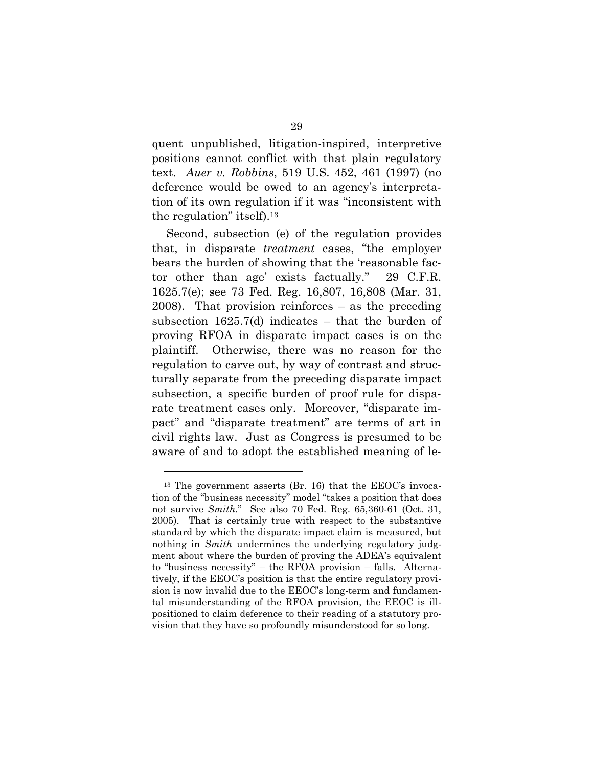quent unpublished, litigation-inspired, interpretive positions cannot conflict with that plain regulatory text. *Auer v. Robbins*, 519 U.S. 452, 461 (1997) (no deference would be owed to an agency's interpretation of its own regulation if it was "inconsistent with the regulation" itself).[13]

Second, subsection (e) of the regulation provides that, in disparate *treatment* cases, "the employer bears the burden of showing that the 'reasonable factor other than age' exists factually." 29 C.F.R. 1625.7(e); see 73 Fed. Reg. 16,807, 16,808 (Mar. 31, 2008). That provision reinforces – as the preceding subsection 1625.7(d) indicates – that the burden of proving RFOA in disparate impact cases is on the plaintiff. Otherwise, there was no reason for the regulation to carve out, by way of contrast and structurally separate from the preceding disparate impact subsection, a specific burden of proof rule for disparate treatment cases only. Moreover, "disparate impact" and "disparate treatment" are terms of art in civil rights law. Just as Congress is presumed to be aware of and to adopt the established meaning of le-

---

[13] The government asserts (Br. 16) that the EEOC's invocation of the "business necessity" model "takes a position that does not survive *Smith*." See also 70 Fed. Reg. 65,360-61 (Oct. 31, 2005). That is certainly true with respect to the substantive standard by which the disparate impact claim is measured, but nothing in *Smith* undermines the underlying regulatory judgment about where the burden of proving the ADEA's equivalent to "business necessity" – the RFOA provision – falls. Alternatively, if the EEOC's position is that the entire regulatory provision is now invalid due to the EEOC's long-term and fundamental misunderstanding of the RFOA provision, the EEOC is ill-positioned to claim deference to their reading of a statutory provision that they have so profoundly misunderstood for so long.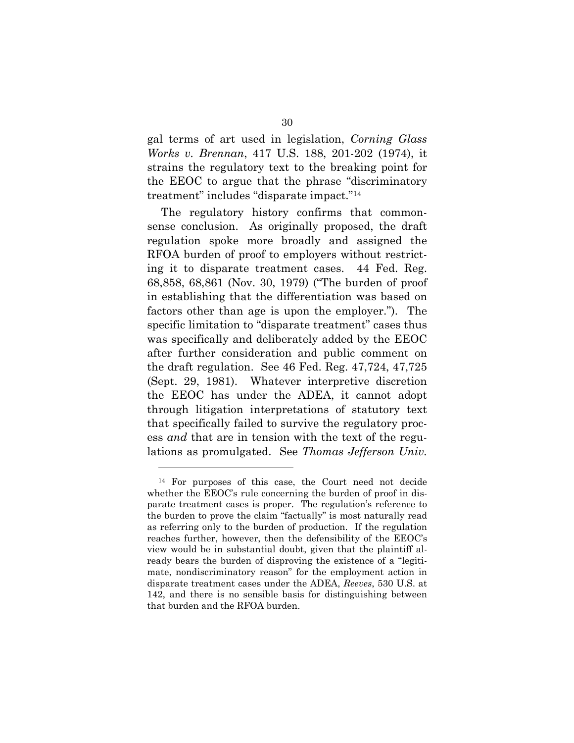gal terms of art used in legislation, *Corning Glass Works v. Brennan*, 417 U.S. 188, 201-202 (1974), it strains the regulatory text to the breaking point for the EEOC to argue that the phrase "discriminatory treatment" includes "disparate impact."[14]

The regulatory history confirms that commonsense conclusion. As originally proposed, the draft regulation spoke more broadly and assigned the RFOA burden of proof to employers without restricting it to disparate treatment cases. 44 Fed. Reg. 68,858, 68,861 (Nov. 30, 1979) ("The burden of proof in establishing that the differentiation was based on factors other than age is upon the employer."). The specific limitation to "disparate treatment" cases thus was specifically and deliberately added by the EEOC after further consideration and public comment on the draft regulation. See 46 Fed. Reg. 47,724, 47,725 (Sept. 29, 1981). Whatever interpretive discretion the EEOC has under the ADEA, it cannot adopt through litigation interpretations of statutory text that specifically failed to survive the regulatory process *and* that are in tension with the text of the regulations as promulgated. See *Thomas Jefferson Univ.*

---

[14] For purposes of this case, the Court need not decide whether the EEOC's rule concerning the burden of proof in disparate treatment cases is proper. The regulation's reference to the burden to prove the claim "factually" is most naturally read as referring only to the burden of production. If the regulation reaches further, however, then the defensibility of the EEOC's view would be in substantial doubt, given that the plaintiff already bears the burden of disproving the existence of a "legitimate, nondiscriminatory reason" for the employment action in disparate treatment cases under the ADEA, *Reeves*, 530 U.S. at 142, and there is no sensible basis for distinguishing between that burden and the RFOA burden.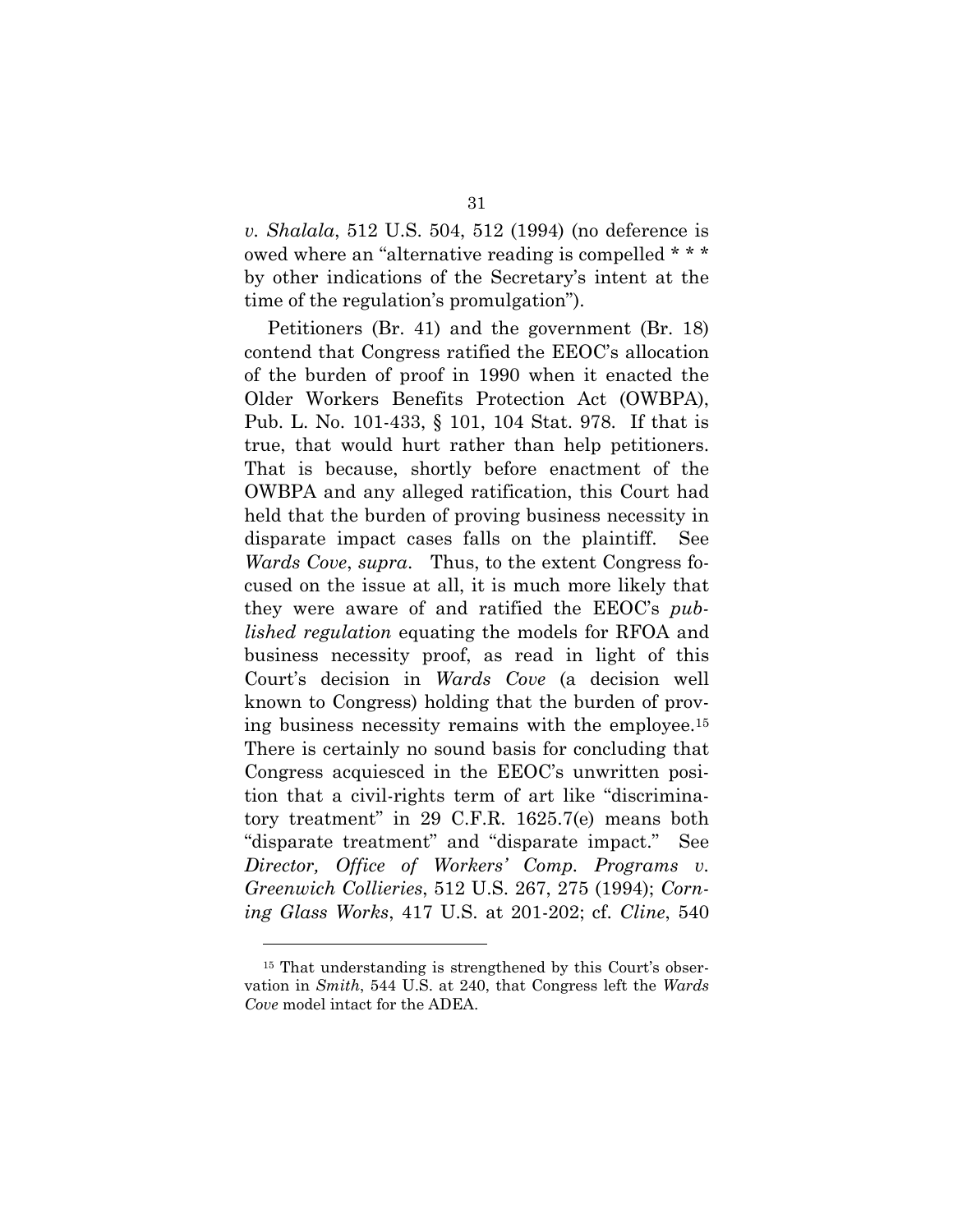*v. Shalala*, 512 U.S. 504, 512 (1994) (no deference is owed where an "alternative reading is compelled * * * by other indications of the Secretary's intent at the time of the regulation's promulgation").

Petitioners (Br. 41) and the government (Br. 18) contend that Congress ratified the EEOC's allocation of the burden of proof in 1990 when it enacted the Older Workers Benefits Protection Act (OWBPA), Pub. L. No. 101-433, § 101, 104 Stat. 978. If that is true, that would hurt rather than help petitioners. That is because, shortly before enactment of the OWBPA and any alleged ratification, this Court had held that the burden of proving business necessity in disparate impact cases falls on the plaintiff. See *Wards Cove*, *supra*. Thus, to the extent Congress focused on the issue at all, it is much more likely that they were aware of and ratified the EEOC's *published regulation* equating the models for RFOA and business necessity proof, as read in light of this Court's decision in *Wards Cove* (a decision well known to Congress) holding that the burden of proving business necessity remains with the employee.[15] There is certainly no sound basis for concluding that Congress acquiesced in the EEOC's unwritten position that a civil-rights term of art like "discriminatory treatment" in 29 C.F.R. 1625.7(e) means both "disparate treatment" and "disparate impact." See *Director, Office of Workers' Comp. Programs v. Greenwich Collieries*, 512 U.S. 267, 275 (1994); *Corning Glass Works*, 417 U.S. at 201-202; cf. *Cline*, 540

---

[15] That understanding is strengthened by this Court's observation in *Smith*, 544 U.S. at 240, that Congress left the *Wards Cove* model intact for the ADEA.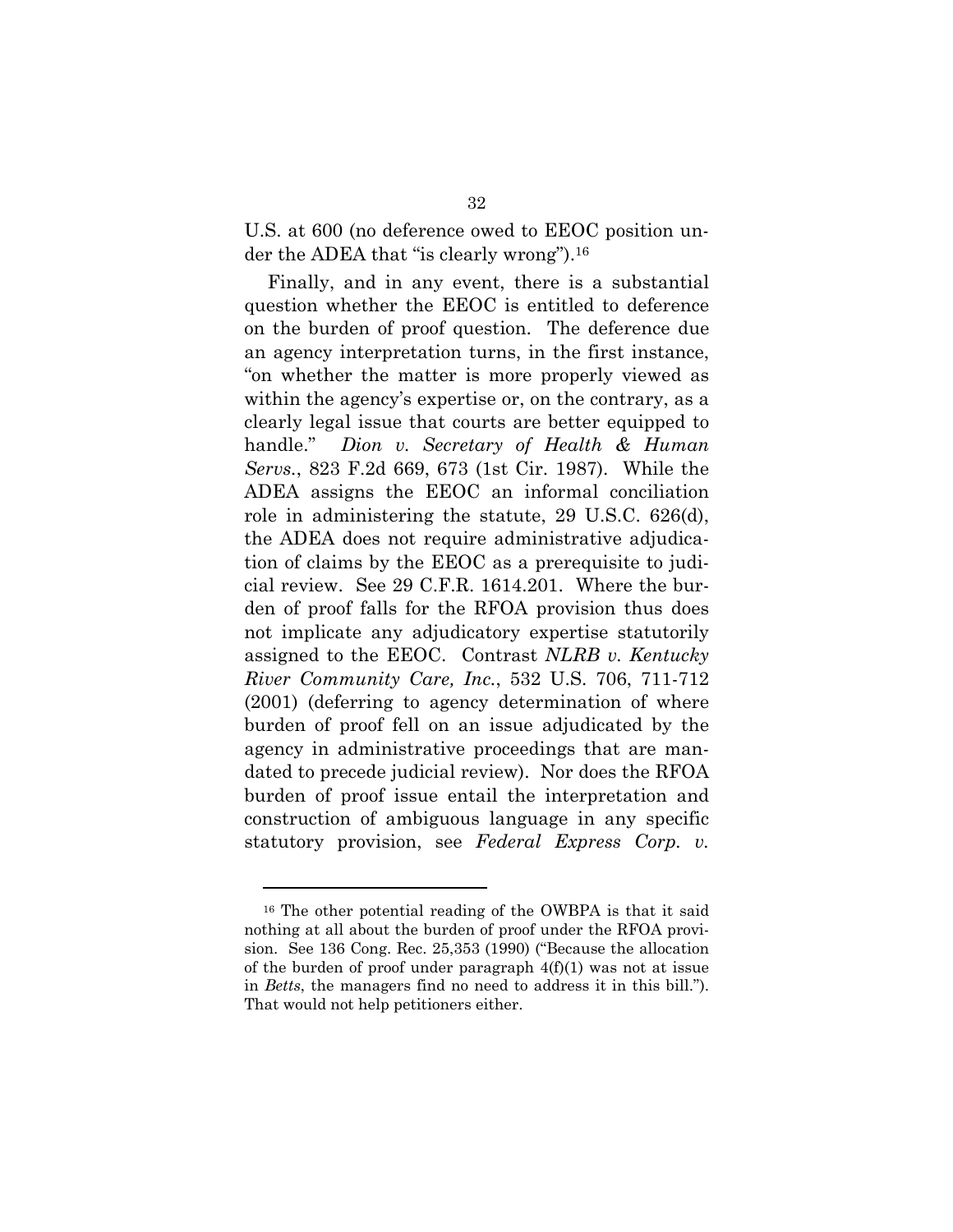U.S. at 600 (no deference owed to EEOC position under the ADEA that "is clearly wrong").[16]

Finally, and in any event, there is a substantial question whether the EEOC is entitled to deference on the burden of proof question. The deference due an agency interpretation turns, in the first instance, "on whether the matter is more properly viewed as within the agency's expertise or, on the contrary, as a clearly legal issue that courts are better equipped to handle." *Dion v. Secretary of Health & Human Servs.*, 823 F.2d 669, 673 (1st Cir. 1987). While the ADEA assigns the EEOC an informal conciliation role in administering the statute, 29 U.S.C. 626(d), the ADEA does not require administrative adjudication of claims by the EEOC as a prerequisite to judicial review. See 29 C.F.R. 1614.201. Where the burden of proof falls for the RFOA provision thus does not implicate any adjudicatory expertise statutorily assigned to the EEOC. Contrast *NLRB v. Kentucky River Community Care, Inc.*, 532 U.S. 706, 711-712 (2001) (deferring to agency determination of where burden of proof fell on an issue adjudicated by the agency in administrative proceedings that are mandated to precede judicial review). Nor does the RFOA burden of proof issue entail the interpretation and construction of ambiguous language in any specific statutory provision, see *Federal Express Corp. v.*

---

[16] The other potential reading of the OWBPA is that it said nothing at all about the burden of proof under the RFOA provision. See 136 Cong. Rec. 25,353 (1990) ("Because the allocation of the burden of proof under paragraph 4(f)(1) was not at issue in *Betts*, the managers find no need to address it in this bill."). That would not help petitioners either.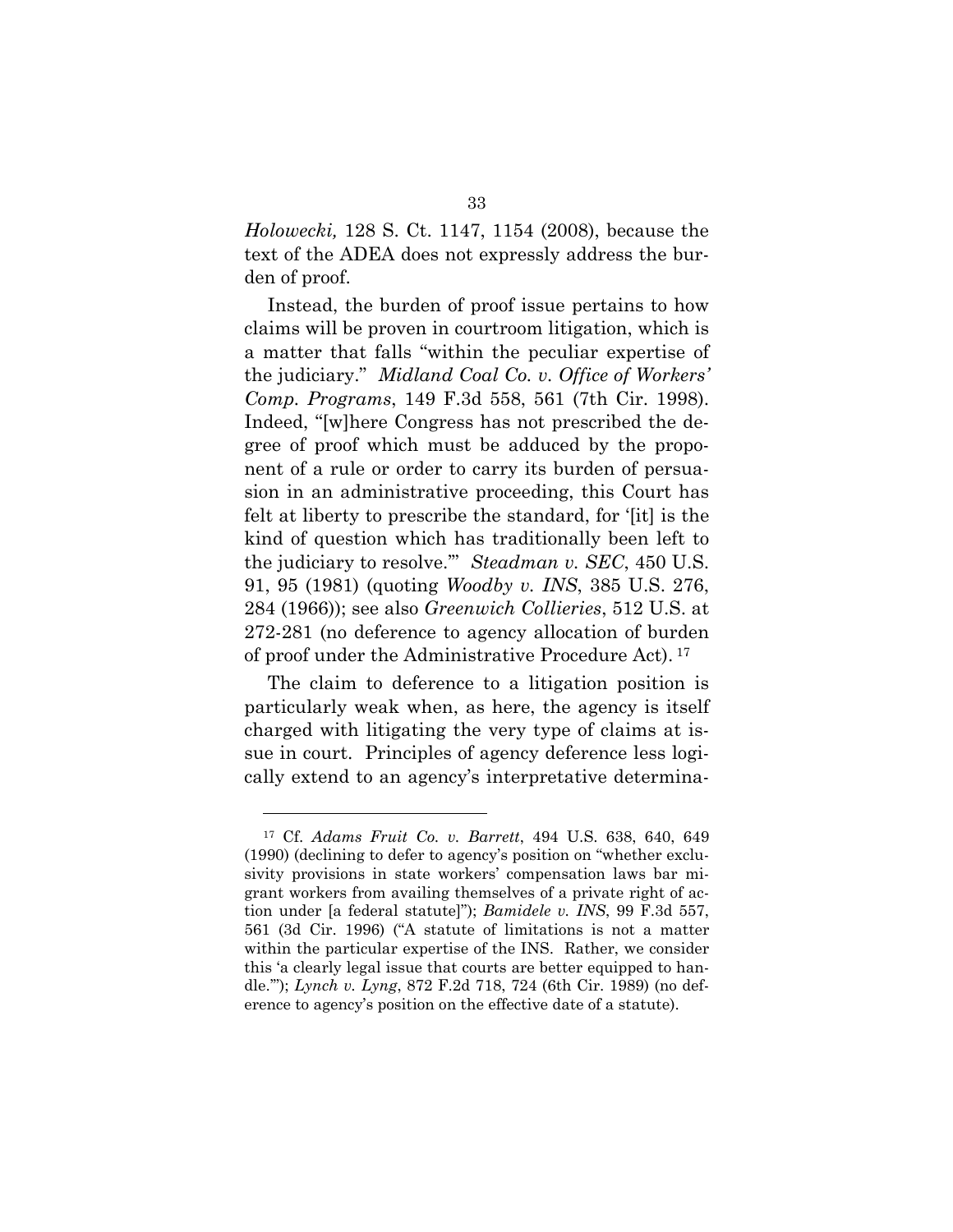*Holowecki,* 128 S. Ct. 1147, 1154 (2008), because the text of the ADEA does not expressly address the burden of proof.

Instead, the burden of proof issue pertains to how claims will be proven in courtroom litigation, which is a matter that falls "within the peculiar expertise of the judiciary." *Midland Coal Co. v. Office of Workers' Comp. Programs*, 149 F.3d 558, 561 (7th Cir. 1998). Indeed, "[w]here Congress has not prescribed the degree of proof which must be adduced by the proponent of a rule or order to carry its burden of persuasion in an administrative proceeding, this Court has felt at liberty to prescribe the standard, for '[it] is the kind of question which has traditionally been left to the judiciary to resolve.'" *Steadman v. SEC*, 450 U.S. 91, 95 (1981) (quoting *Woodby v. INS*, 385 U.S. 276, 284 (1966)); see also *Greenwich Collieries*, 512 U.S. at 272-281 (no deference to agency allocation of burden of proof under the Administrative Procedure Act).[17]

The claim to deference to a litigation position is particularly weak when, as here, the agency is itself charged with litigating the very type of claims at issue in court. Principles of agency deference less logically extend to an agency's interpretative determina-

---

[17] Cf. *Adams Fruit Co. v. Barrett*, 494 U.S. 638, 640, 649 (1990) (declining to defer to agency's position on "whether exclusivity provisions in state workers' compensation laws bar migrant workers from availing themselves of a private right of action under [a federal statute]"); *Bamidele v. INS*, 99 F.3d 557, 561 (3d Cir. 1996) ("A statute of limitations is not a matter within the particular expertise of the INS. Rather, we consider this 'a clearly legal issue that courts are better equipped to handle.'"); *Lynch v. Lyng*, 872 F.2d 718, 724 (6th Cir. 1989) (no deference to agency's position on the effective date of a statute).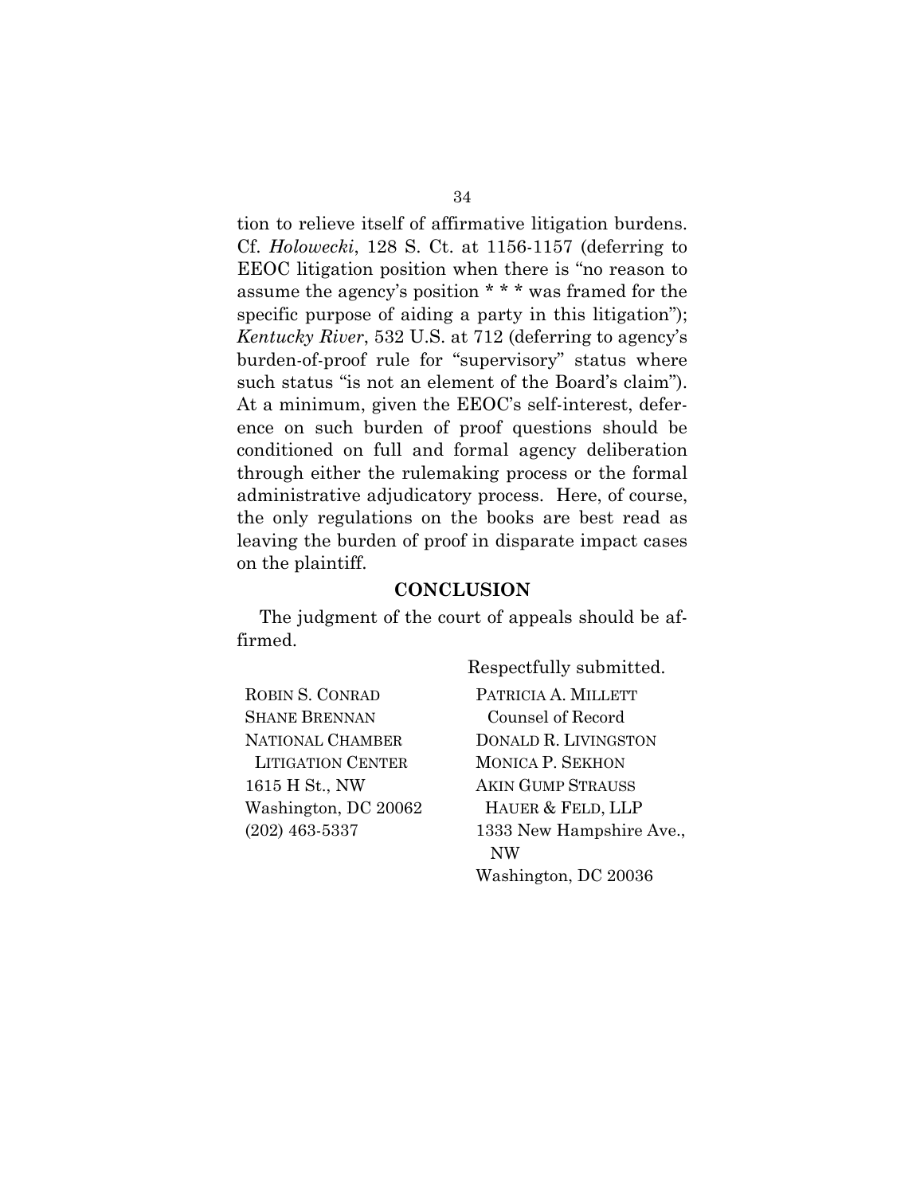tion to relieve itself of affirmative litigation burdens. Cf. *Holowecki*, 128 S. Ct. at 1156-1157 (deferring to EEOC litigation position when there is "no reason to assume the agency's position * * * was framed for the specific purpose of aiding a party in this litigation"); *Kentucky River*, 532 U.S. at 712 (deferring to agency's burden-of-proof rule for "supervisory" status where such status "is not an element of the Board's claim"). At a minimum, given the EEOC's self-interest, deference on such burden of proof questions should be conditioned on full and formal agency deliberation through either the rulemaking process or the formal administrative adjudicatory process. Here, of course, the only regulations on the books are best read as leaving the burden of proof in disparate impact cases on the plaintiff.

## CONCLUSION

The judgment of the court of appeals should be affirmed.

Respectfully submitted.

ROBIN S. CONRAD
SHANE BRENNAN
NATIONAL CHAMBER LITIGATION CENTER
1615 H St., NW
Washington, DC 20062
(202) 463-5337

PATRICIA A. MILLETT
Counsel of Record
DONALD R. LIVINGSTON
MONICA P. SEKHON
AKIN GUMP STRAUSS HAUER & FELD, LLP
1333 New Hampshire Ave., NW
Washington, DC 20036